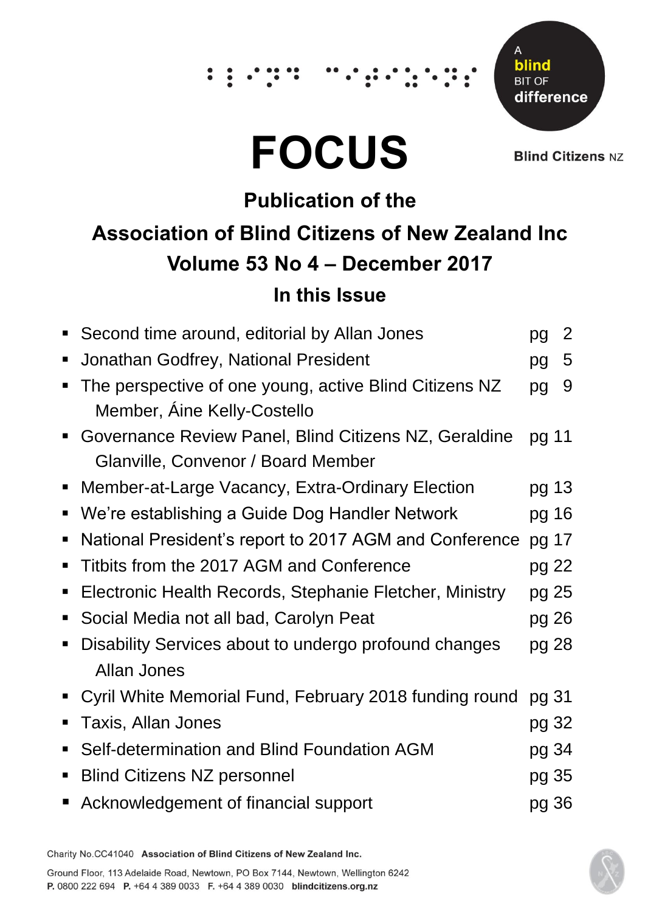A blind BIT OF difference

Blind Citizens NZ

# FOCUS

## Publication of the

## Association of Blind Citizens of New Zealand Inc

## Volume 53 No 4 – December 2017

### In this Issue

- Second time around, editorial by Allan Jones pg 2
- Jonathan Godfrey, National President pg 5
- The perspective of one young, active Blind Citizens NZ Member, Áine Kelly-Costello pg 9
- Governance Review Panel, Blind Citizens NZ, Geraldine Glanville, Convenor / Board Member pg 11
- Member-at-Large Vacancy, Extra-Ordinary Election pg 13
- We're establishing a Guide Dog Handler Network pg 16
- National President's report to 2017 AGM and Conference pg 17
- Titbits from the 2017 AGM and Conference pg 22
- Electronic Health Records, Stephanie Fletcher, Ministry pg 25
- Social Media not all bad, Carolyn Peat pg 26
- Disability Services about to undergo profound changes Allan Jones pg 28
- Cyril White Memorial Fund, February 2018 funding round pg 31
- Taxis, Allan Jones pg 32
- Self-determination and Blind Foundation AGM pg 34
- Blind Citizens NZ personnel pg 35
- Acknowledgement of financial support pg 36

Charity No.CC41040 **Association of Blind Citizens of New Zealand Inc.**

Ground Floor, 113 Adelaide Road, Newtown, PO Box 7144, Newtown, Wellington 6242
**P.** 0800 222 694 **P.** +64 4 389 0033 **F.** +64 4 389 0030 **blindcitizens.org.nz**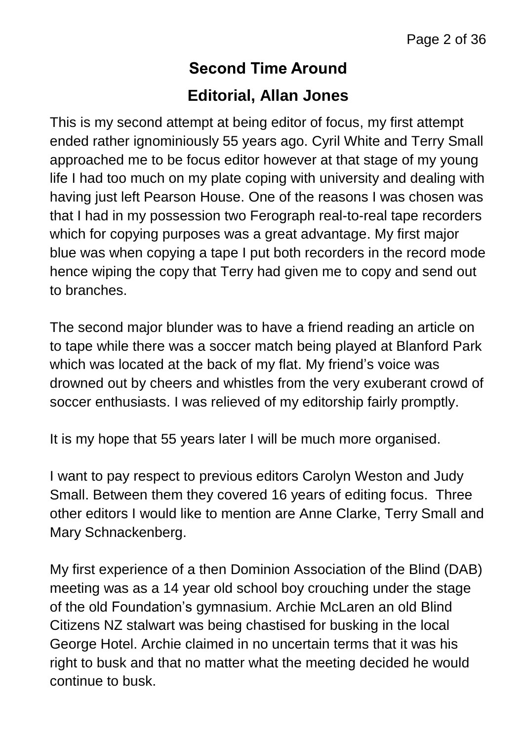## Second Time Around

## Editorial, Allan Jones

This is my second attempt at being editor of focus, my first attempt ended rather ignominiously 55 years ago. Cyril White and Terry Small approached me to be focus editor however at that stage of my young life I had too much on my plate coping with university and dealing with having just left Pearson House. One of the reasons I was chosen was that I had in my possession two Ferograph real-to-real tape recorders which for copying purposes was a great advantage. My first major blue was when copying a tape I put both recorders in the record mode hence wiping the copy that Terry had given me to copy and send out to branches.

The second major blunder was to have a friend reading an article on to tape while there was a soccer match being played at Blanford Park which was located at the back of my flat. My friend's voice was drowned out by cheers and whistles from the very exuberant crowd of soccer enthusiasts. I was relieved of my editorship fairly promptly.

It is my hope that 55 years later I will be much more organised.

I want to pay respect to previous editors Carolyn Weston and Judy Small. Between them they covered 16 years of editing focus. Three other editors I would like to mention are Anne Clarke, Terry Small and Mary Schnackenberg.

My first experience of a then Dominion Association of the Blind (DAB) meeting was as a 14 year old school boy crouching under the stage of the old Foundation's gymnasium. Archie McLaren an old Blind Citizens NZ stalwart was being chastised for busking in the local George Hotel. Archie claimed in no uncertain terms that it was his right to busk and that no matter what the meeting decided he would continue to busk.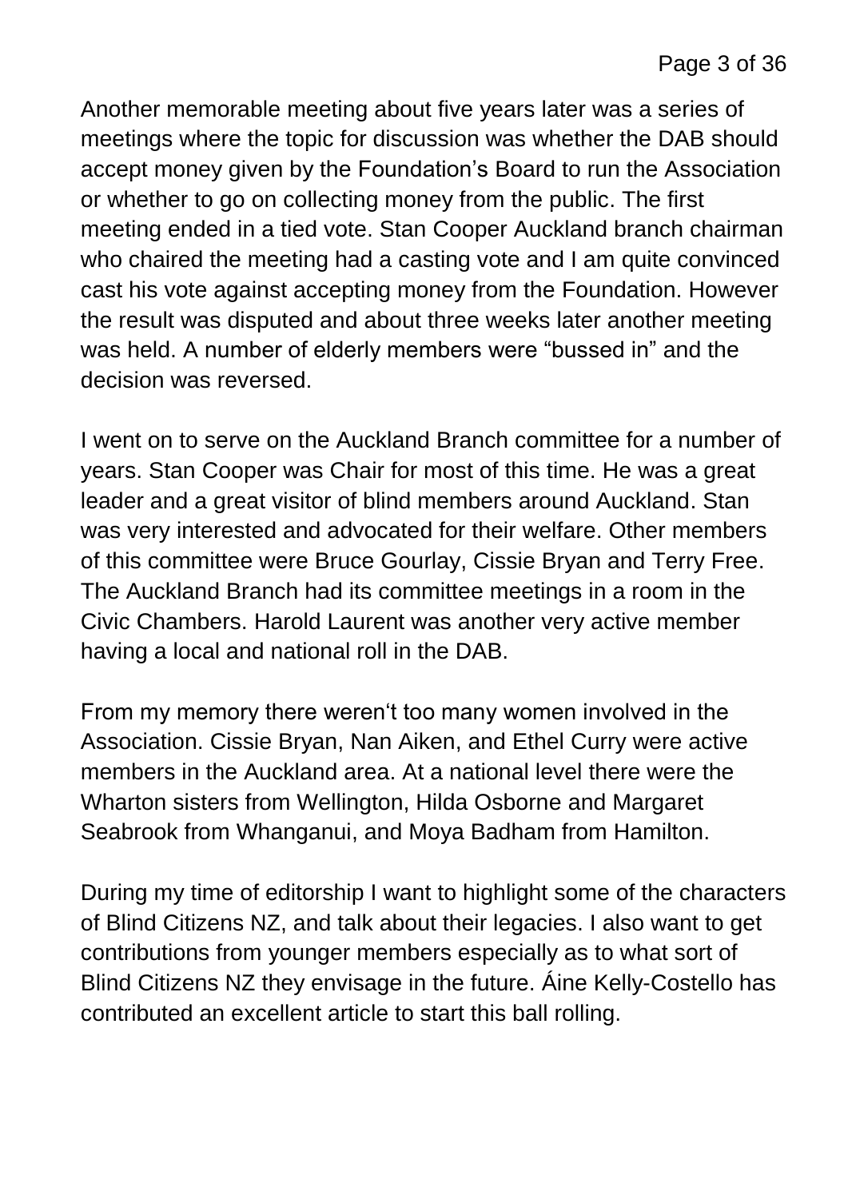Another memorable meeting about five years later was a series of meetings where the topic for discussion was whether the DAB should accept money given by the Foundation's Board to run the Association or whether to go on collecting money from the public. The first meeting ended in a tied vote. Stan Cooper Auckland branch chairman who chaired the meeting had a casting vote and I am quite convinced cast his vote against accepting money from the Foundation. However the result was disputed and about three weeks later another meeting was held. A number of elderly members were "bussed in" and the decision was reversed.

I went on to serve on the Auckland Branch committee for a number of years. Stan Cooper was Chair for most of this time. He was a great leader and a great visitor of blind members around Auckland. Stan was very interested and advocated for their welfare. Other members of this committee were Bruce Gourlay, Cissie Bryan and Terry Free. The Auckland Branch had its committee meetings in a room in the Civic Chambers. Harold Laurent was another very active member having a local and national roll in the DAB.

From my memory there weren't too many women involved in the Association. Cissie Bryan, Nan Aiken, and Ethel Curry were active members in the Auckland area. At a national level there were the Wharton sisters from Wellington, Hilda Osborne and Margaret Seabrook from Whanganui, and Moya Badham from Hamilton.

During my time of editorship I want to highlight some of the characters of Blind Citizens NZ, and talk about their legacies. I also want to get contributions from younger members especially as to what sort of Blind Citizens NZ they envisage in the future. Áine Kelly-Costello has contributed an excellent article to start this ball rolling.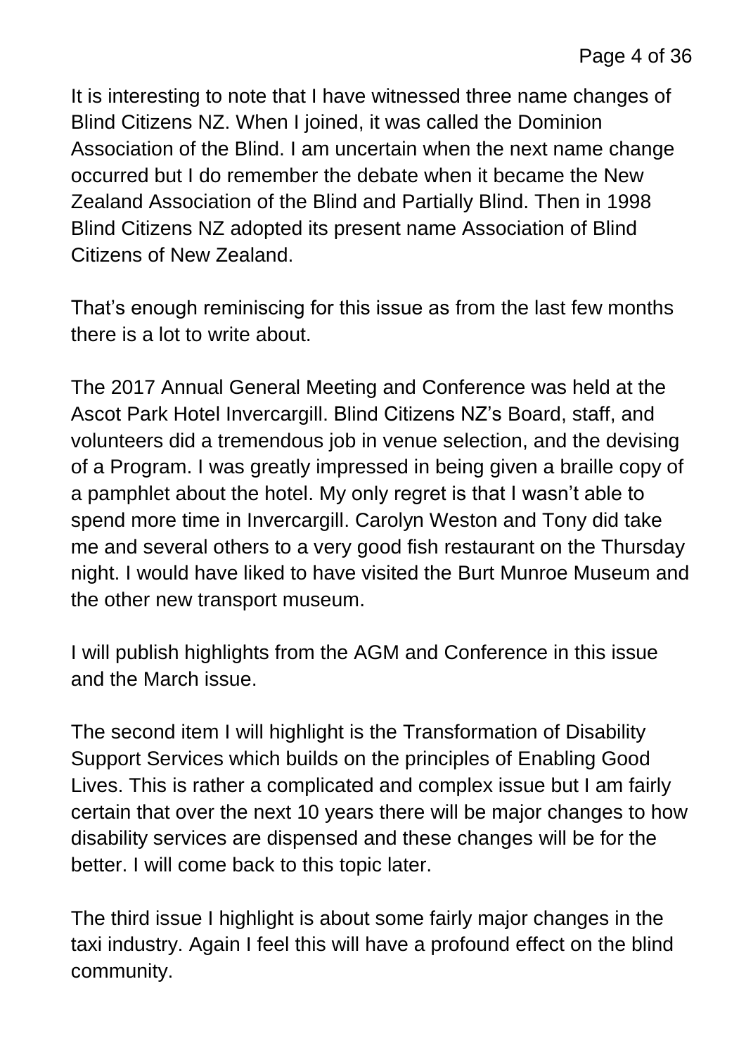It is interesting to note that I have witnessed three name changes of Blind Citizens NZ. When I joined, it was called the Dominion Association of the Blind. I am uncertain when the next name change occurred but I do remember the debate when it became the New Zealand Association of the Blind and Partially Blind. Then in 1998 Blind Citizens NZ adopted its present name Association of Blind Citizens of New Zealand.

That's enough reminiscing for this issue as from the last few months there is a lot to write about.

The 2017 Annual General Meeting and Conference was held at the Ascot Park Hotel Invercargill. Blind Citizens NZ's Board, staff, and volunteers did a tremendous job in venue selection, and the devising of a Program. I was greatly impressed in being given a braille copy of a pamphlet about the hotel. My only regret is that I wasn't able to spend more time in Invercargill. Carolyn Weston and Tony did take me and several others to a very good fish restaurant on the Thursday night. I would have liked to have visited the Burt Munroe Museum and the other new transport museum.

I will publish highlights from the AGM and Conference in this issue and the March issue.

The second item I will highlight is the Transformation of Disability Support Services which builds on the principles of Enabling Good Lives. This is rather a complicated and complex issue but I am fairly certain that over the next 10 years there will be major changes to how disability services are dispensed and these changes will be for the better. I will come back to this topic later.

The third issue I highlight is about some fairly major changes in the taxi industry. Again I feel this will have a profound effect on the blind community.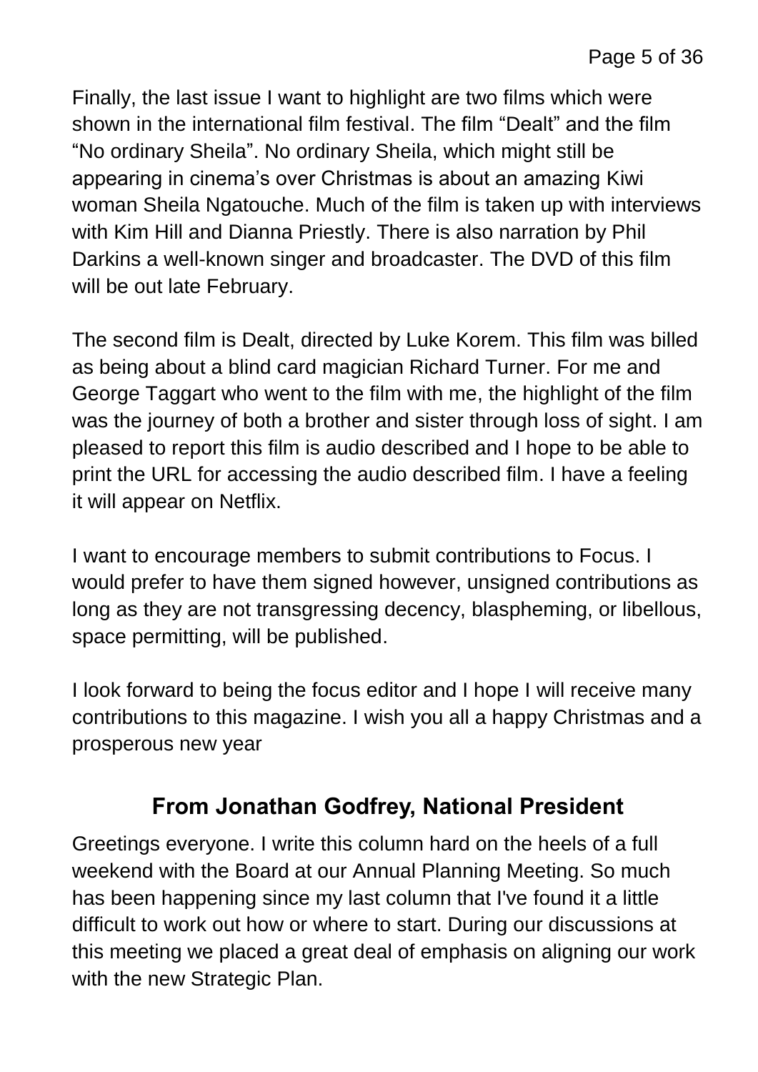Finally, the last issue I want to highlight are two films which were shown in the international film festival. The film "Dealt" and the film "No ordinary Sheila". No ordinary Sheila, which might still be appearing in cinema's over Christmas is about an amazing Kiwi woman Sheila Ngatouche. Much of the film is taken up with interviews with Kim Hill and Dianna Priestly. There is also narration by Phil Darkins a well-known singer and broadcaster. The DVD of this film will be out late February.

The second film is Dealt, directed by Luke Korem. This film was billed as being about a blind card magician Richard Turner. For me and George Taggart who went to the film with me, the highlight of the film was the journey of both a brother and sister through loss of sight. I am pleased to report this film is audio described and I hope to be able to print the URL for accessing the audio described film. I have a feeling it will appear on Netflix.

I want to encourage members to submit contributions to Focus. I would prefer to have them signed however, unsigned contributions as long as they are not transgressing decency, blaspheming, or libellous, space permitting, will be published.

I look forward to being the focus editor and I hope I will receive many contributions to this magazine. I wish you all a happy Christmas and a prosperous new year

## From Jonathan Godfrey, National President

Greetings everyone. I write this column hard on the heels of a full weekend with the Board at our Annual Planning Meeting. So much has been happening since my last column that I've found it a little difficult to work out how or where to start. During our discussions at this meeting we placed a great deal of emphasis on aligning our work with the new Strategic Plan.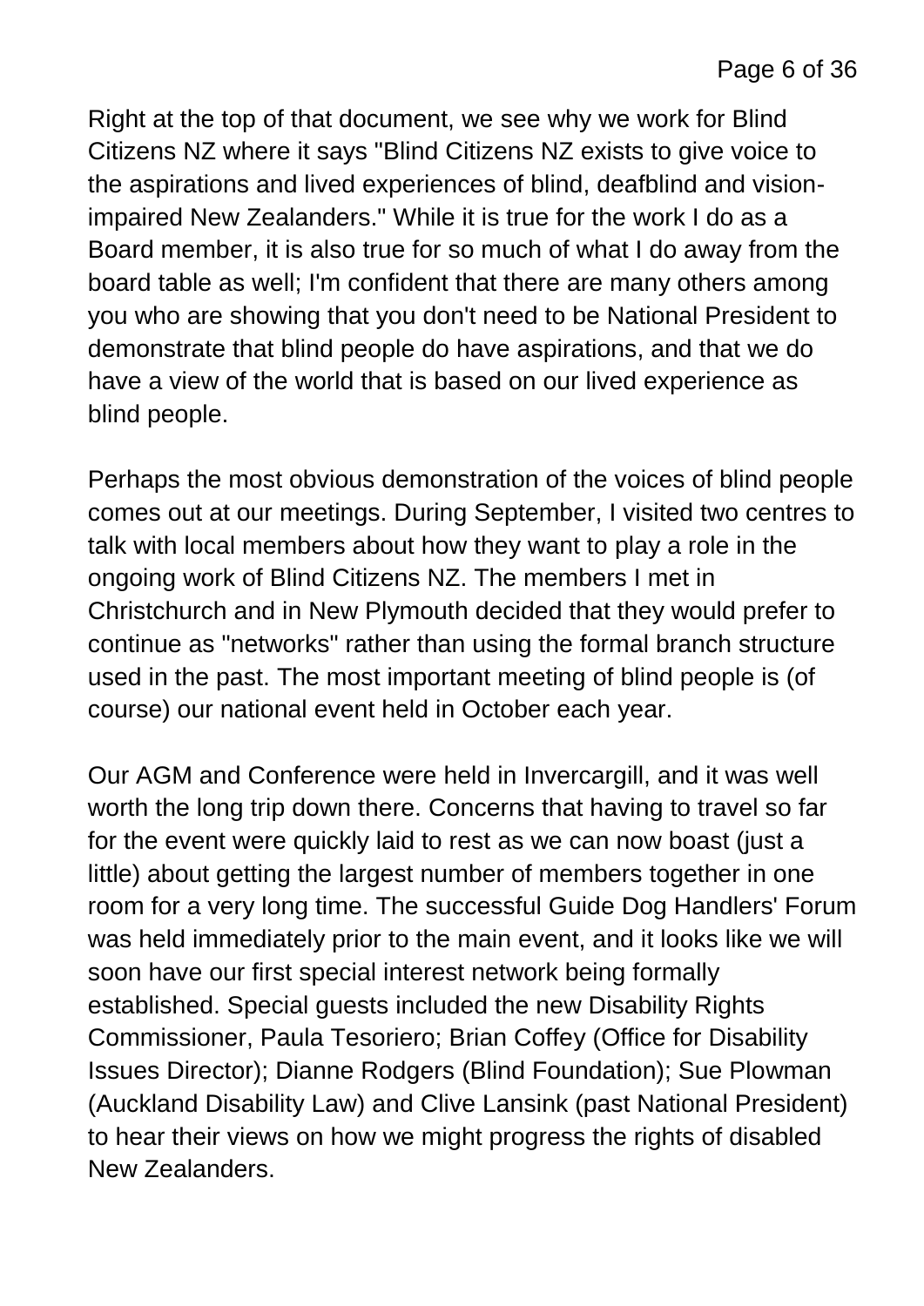Right at the top of that document, we see why we work for Blind Citizens NZ where it says "Blind Citizens NZ exists to give voice to the aspirations and lived experiences of blind, deafblind and vision-impaired New Zealanders." While it is true for the work I do as a Board member, it is also true for so much of what I do away from the board table as well; I'm confident that there are many others among you who are showing that you don't need to be National President to demonstrate that blind people do have aspirations, and that we do have a view of the world that is based on our lived experience as blind people.

Perhaps the most obvious demonstration of the voices of blind people comes out at our meetings. During September, I visited two centres to talk with local members about how they want to play a role in the ongoing work of Blind Citizens NZ. The members I met in Christchurch and in New Plymouth decided that they would prefer to continue as "networks" rather than using the formal branch structure used in the past. The most important meeting of blind people is (of course) our national event held in October each year.

Our AGM and Conference were held in Invercargill, and it was well worth the long trip down there. Concerns that having to travel so far for the event were quickly laid to rest as we can now boast (just a little) about getting the largest number of members together in one room for a very long time. The successful Guide Dog Handlers' Forum was held immediately prior to the main event, and it looks like we will soon have our first special interest network being formally established. Special guests included the new Disability Rights Commissioner, Paula Tesoriero; Brian Coffey (Office for Disability Issues Director); Dianne Rodgers (Blind Foundation); Sue Plowman (Auckland Disability Law) and Clive Lansink (past National President) to hear their views on how we might progress the rights of disabled New Zealanders.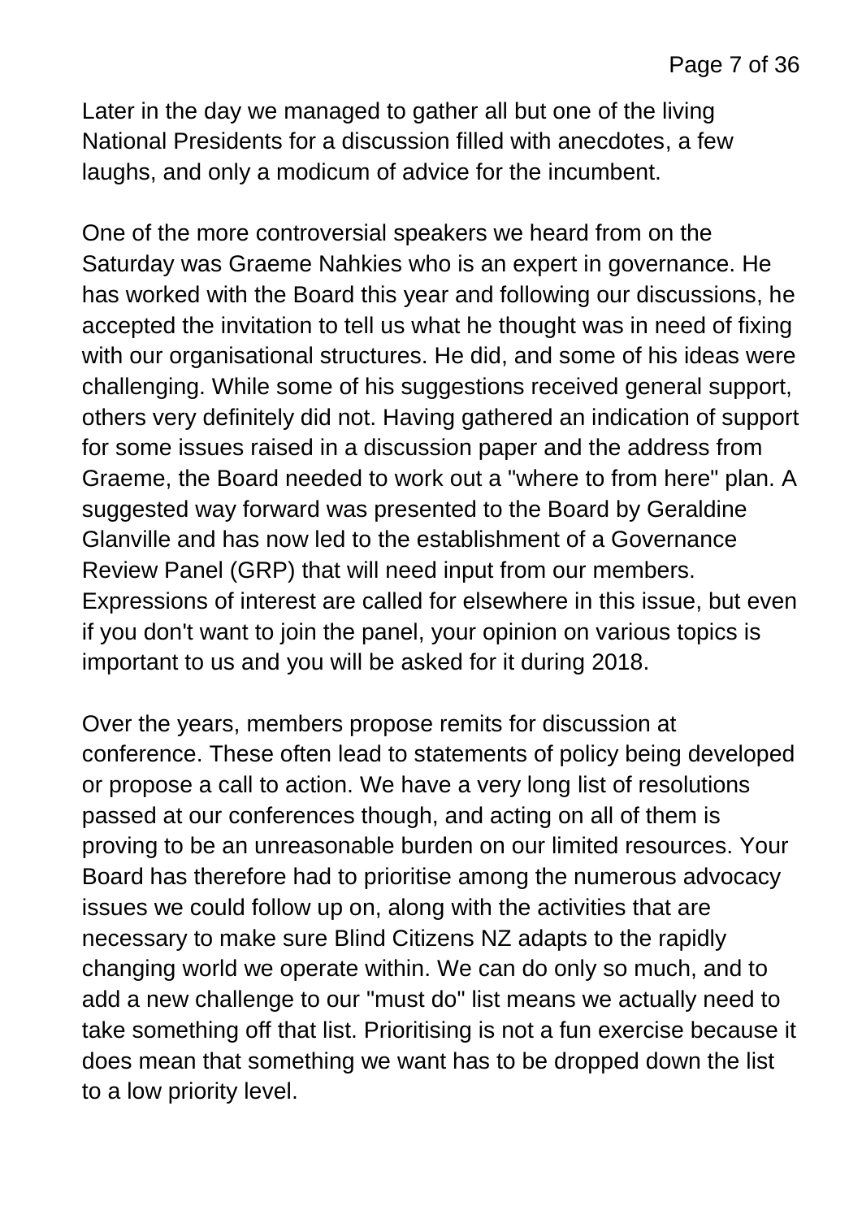Later in the day we managed to gather all but one of the living National Presidents for a discussion filled with anecdotes, a few laughs, and only a modicum of advice for the incumbent.

One of the more controversial speakers we heard from on the Saturday was Graeme Nahkies who is an expert in governance. He has worked with the Board this year and following our discussions, he accepted the invitation to tell us what he thought was in need of fixing with our organisational structures. He did, and some of his ideas were challenging. While some of his suggestions received general support, others very definitely did not. Having gathered an indication of support for some issues raised in a discussion paper and the address from Graeme, the Board needed to work out a "where to from here" plan. A suggested way forward was presented to the Board by Geraldine Glanville and has now led to the establishment of a Governance Review Panel (GRP) that will need input from our members. Expressions of interest are called for elsewhere in this issue, but even if you don't want to join the panel, your opinion on various topics is important to us and you will be asked for it during 2018.

Over the years, members propose remits for discussion at conference. These often lead to statements of policy being developed or propose a call to action. We have a very long list of resolutions passed at our conferences though, and acting on all of them is proving to be an unreasonable burden on our limited resources. Your Board has therefore had to prioritise among the numerous advocacy issues we could follow up on, along with the activities that are necessary to make sure Blind Citizens NZ adapts to the rapidly changing world we operate within. We can do only so much, and to add a new challenge to our "must do" list means we actually need to take something off that list. Prioritising is not a fun exercise because it does mean that something we want has to be dropped down the list to a low priority level.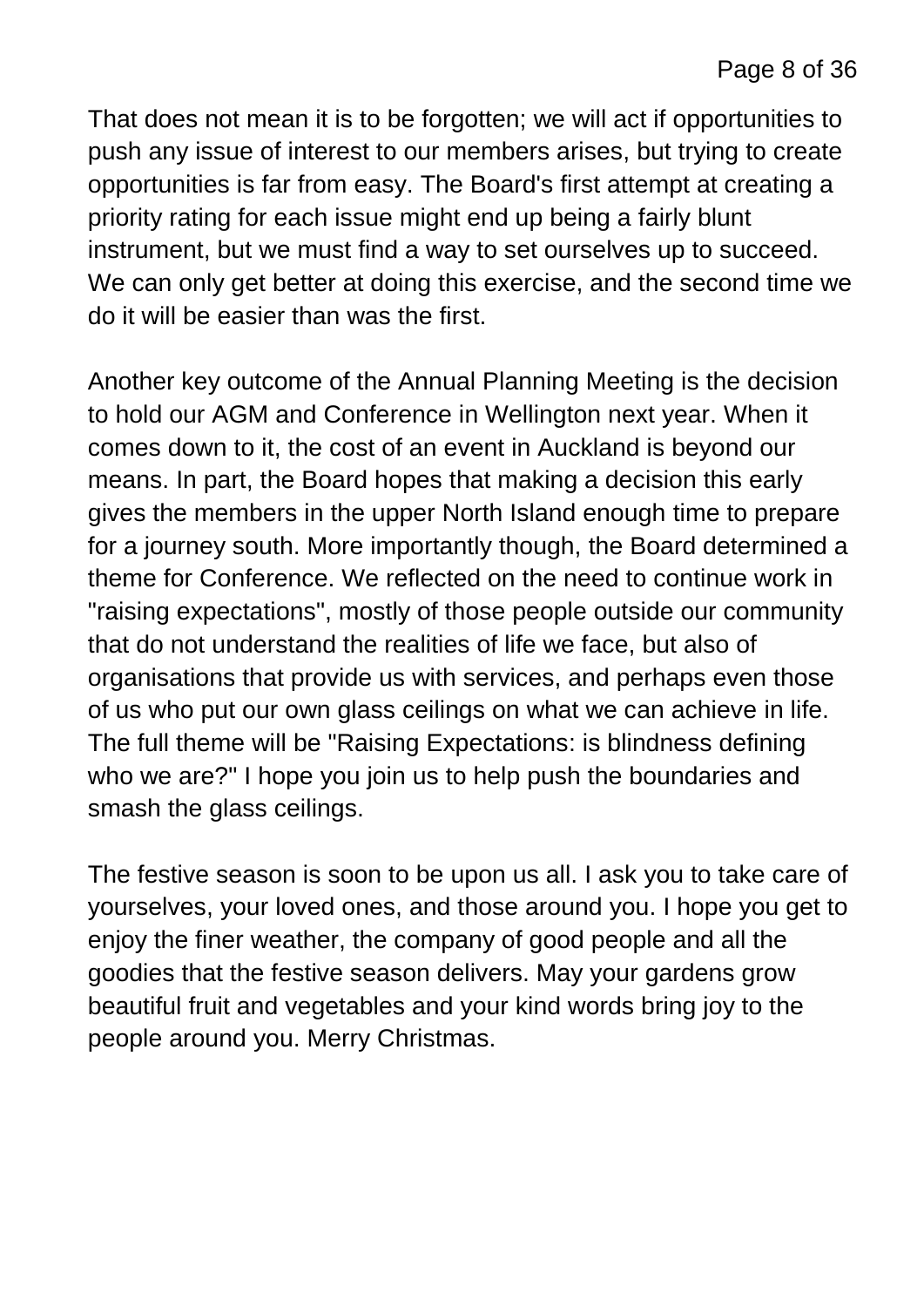That does not mean it is to be forgotten; we will act if opportunities to push any issue of interest to our members arises, but trying to create opportunities is far from easy. The Board's first attempt at creating a priority rating for each issue might end up being a fairly blunt instrument, but we must find a way to set ourselves up to succeed. We can only get better at doing this exercise, and the second time we do it will be easier than was the first.

Another key outcome of the Annual Planning Meeting is the decision to hold our AGM and Conference in Wellington next year. When it comes down to it, the cost of an event in Auckland is beyond our means. In part, the Board hopes that making a decision this early gives the members in the upper North Island enough time to prepare for a journey south. More importantly though, the Board determined a theme for Conference. We reflected on the need to continue work in "raising expectations", mostly of those people outside our community that do not understand the realities of life we face, but also of organisations that provide us with services, and perhaps even those of us who put our own glass ceilings on what we can achieve in life. The full theme will be "Raising Expectations: is blindness defining who we are?" I hope you join us to help push the boundaries and smash the glass ceilings.

The festive season is soon to be upon us all. I ask you to take care of yourselves, your loved ones, and those around you. I hope you get to enjoy the finer weather, the company of good people and all the goodies that the festive season delivers. May your gardens grow beautiful fruit and vegetables and your kind words bring joy to the people around you. Merry Christmas.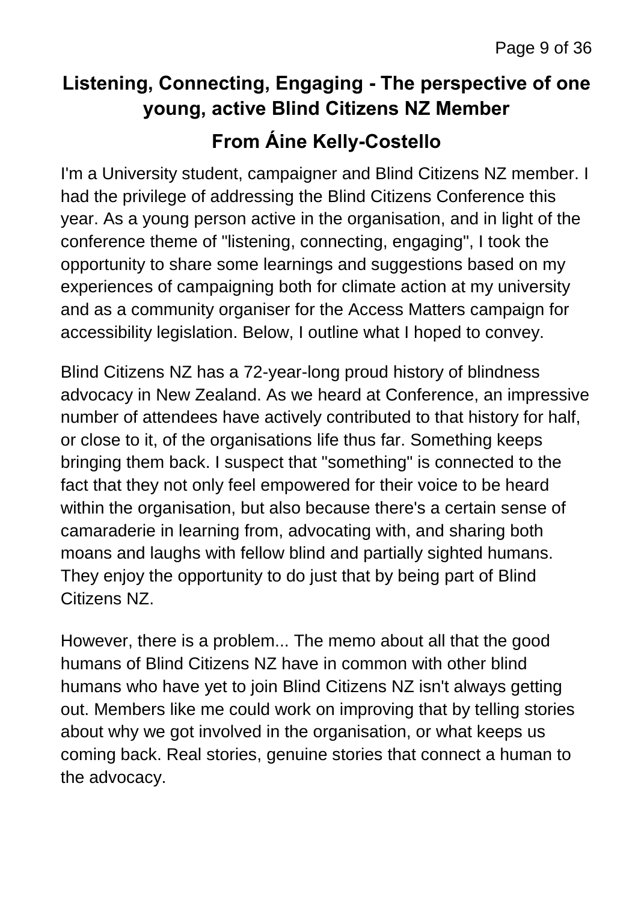## Listening, Connecting, Engaging - The perspective of one young, active Blind Citizens NZ Member

### From Áine Kelly-Costello

I'm a University student, campaigner and Blind Citizens NZ member. I had the privilege of addressing the Blind Citizens Conference this year. As a young person active in the organisation, and in light of the conference theme of "listening, connecting, engaging", I took the opportunity to share some learnings and suggestions based on my experiences of campaigning both for climate action at my university and as a community organiser for the Access Matters campaign for accessibility legislation. Below, I outline what I hoped to convey.

Blind Citizens NZ has a 72-year-long proud history of blindness advocacy in New Zealand. As we heard at Conference, an impressive number of attendees have actively contributed to that history for half, or close to it, of the organisations life thus far. Something keeps bringing them back. I suspect that "something" is connected to the fact that they not only feel empowered for their voice to be heard within the organisation, but also because there's a certain sense of camaraderie in learning from, advocating with, and sharing both moans and laughs with fellow blind and partially sighted humans. They enjoy the opportunity to do just that by being part of Blind Citizens NZ.

However, there is a problem... The memo about all that the good humans of Blind Citizens NZ have in common with other blind humans who have yet to join Blind Citizens NZ isn't always getting out. Members like me could work on improving that by telling stories about why we got involved in the organisation, or what keeps us coming back. Real stories, genuine stories that connect a human to the advocacy.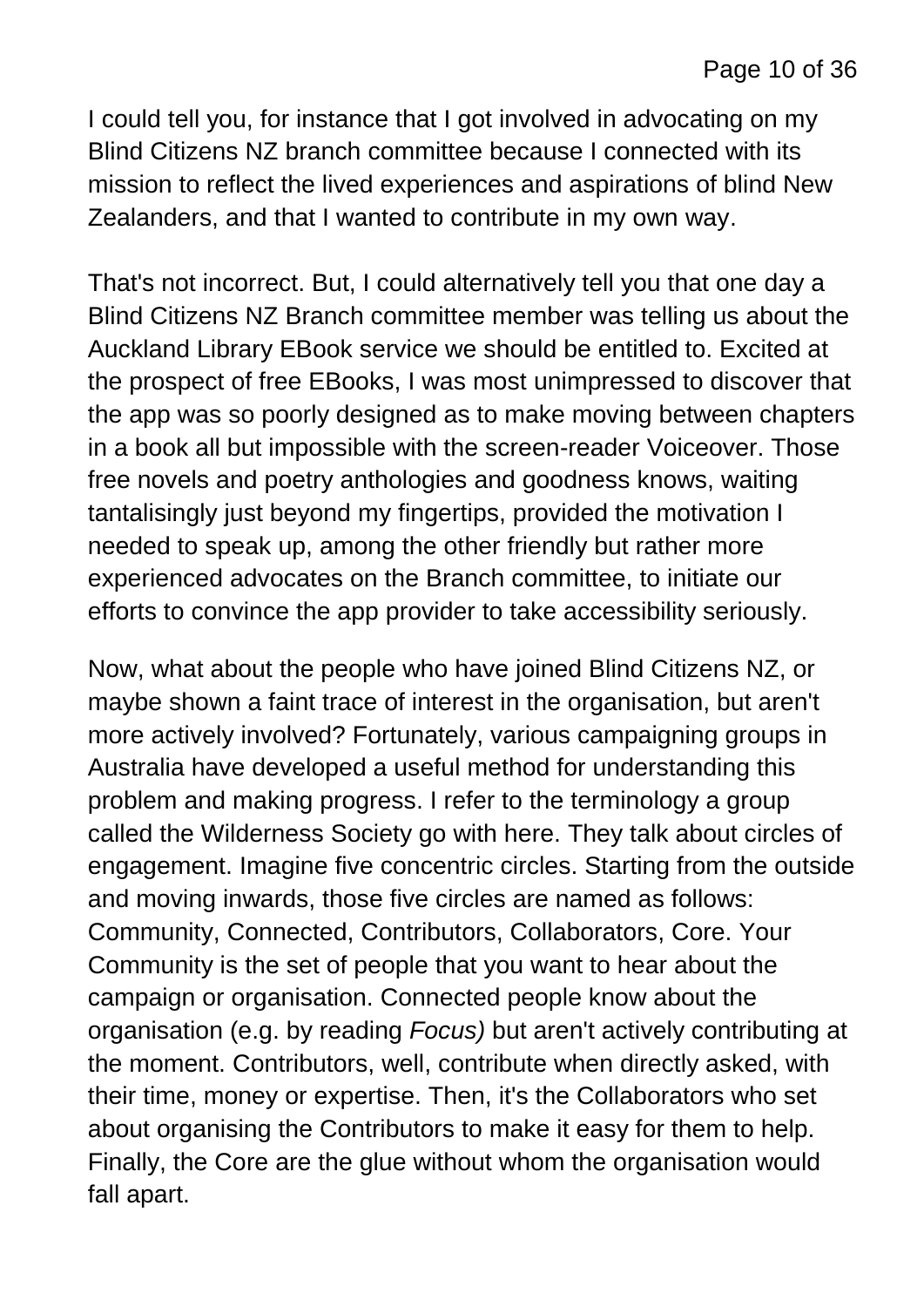I could tell you, for instance that I got involved in advocating on my Blind Citizens NZ branch committee because I connected with its mission to reflect the lived experiences and aspirations of blind New Zealanders, and that I wanted to contribute in my own way.

That's not incorrect. But, I could alternatively tell you that one day a Blind Citizens NZ Branch committee member was telling us about the Auckland Library EBook service we should be entitled to. Excited at the prospect of free EBooks, I was most unimpressed to discover that the app was so poorly designed as to make moving between chapters in a book all but impossible with the screen-reader Voiceover. Those free novels and poetry anthologies and goodness knows, waiting tantalisingly just beyond my fingertips, provided the motivation I needed to speak up, among the other friendly but rather more experienced advocates on the Branch committee, to initiate our efforts to convince the app provider to take accessibility seriously.

Now, what about the people who have joined Blind Citizens NZ, or maybe shown a faint trace of interest in the organisation, but aren't more actively involved? Fortunately, various campaigning groups in Australia have developed a useful method for understanding this problem and making progress. I refer to the terminology a group called the Wilderness Society go with here. They talk about circles of engagement. Imagine five concentric circles. Starting from the outside and moving inwards, those five circles are named as follows: Community, Connected, Contributors, Collaborators, Core. Your Community is the set of people that you want to hear about the campaign or organisation. Connected people know about the organisation (e.g. by reading *Focus)* but aren't actively contributing at the moment. Contributors, well, contribute when directly asked, with their time, money or expertise. Then, it's the Collaborators who set about organising the Contributors to make it easy for them to help. Finally, the Core are the glue without whom the organisation would fall apart.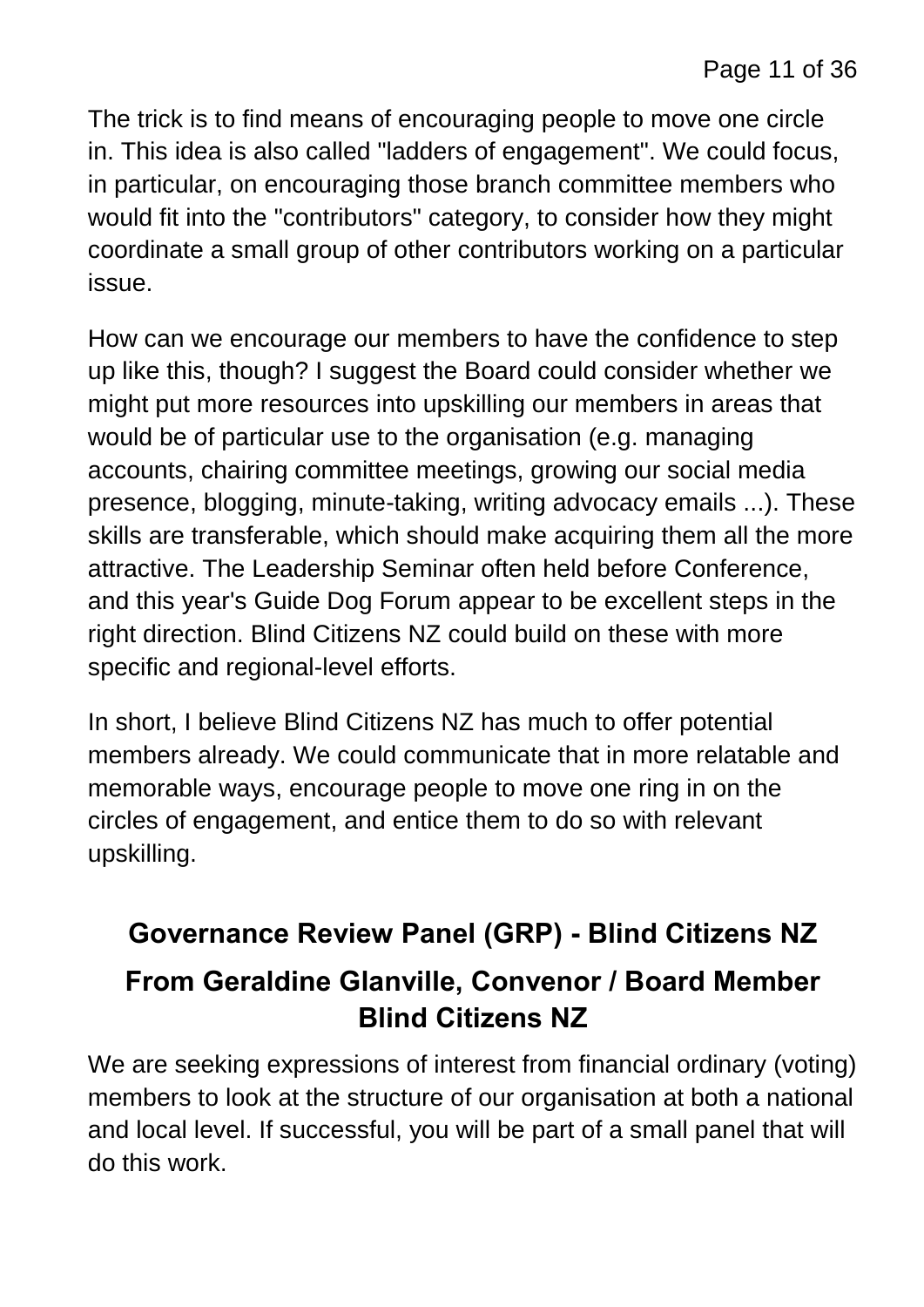The trick is to find means of encouraging people to move one circle in. This idea is also called "ladders of engagement". We could focus, in particular, on encouraging those branch committee members who would fit into the "contributors" category, to consider how they might coordinate a small group of other contributors working on a particular issue.

How can we encourage our members to have the confidence to step up like this, though? I suggest the Board could consider whether we might put more resources into upskilling our members in areas that would be of particular use to the organisation (e.g. managing accounts, chairing committee meetings, growing our social media presence, blogging, minute-taking, writing advocacy emails ...). These skills are transferable, which should make acquiring them all the more attractive. The Leadership Seminar often held before Conference, and this year's Guide Dog Forum appear to be excellent steps in the right direction. Blind Citizens NZ could build on these with more specific and regional-level efforts.

In short, I believe Blind Citizens NZ has much to offer potential members already. We could communicate that in more relatable and memorable ways, encourage people to move one ring in on the circles of engagement, and entice them to do so with relevant upskilling.

## Governance Review Panel (GRP) - Blind Citizens NZ

## From Geraldine Glanville, Convenor / Board Member Blind Citizens NZ

We are seeking expressions of interest from financial ordinary (voting) members to look at the structure of our organisation at both a national and local level. If successful, you will be part of a small panel that will do this work.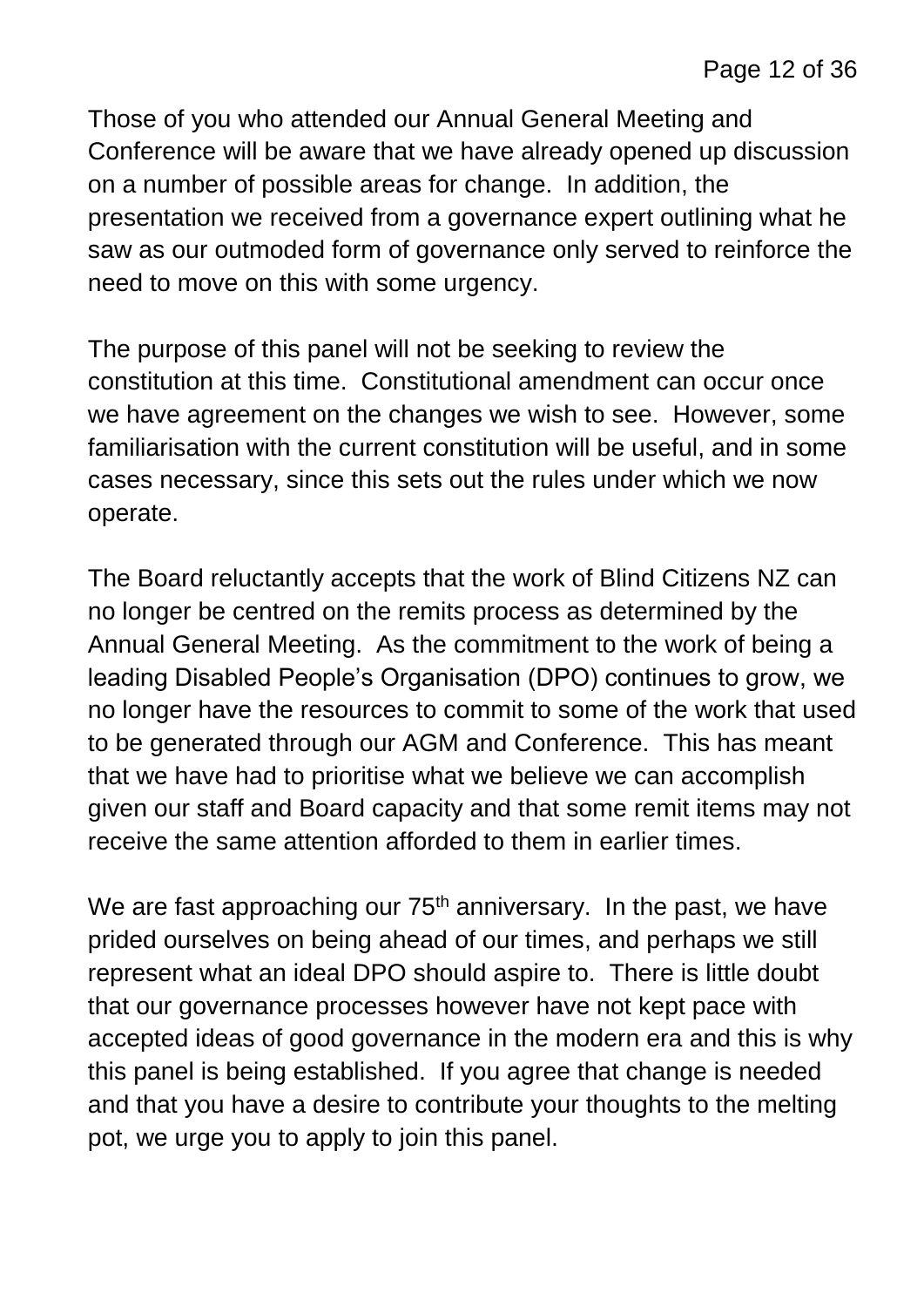Those of you who attended our Annual General Meeting and Conference will be aware that we have already opened up discussion on a number of possible areas for change. In addition, the presentation we received from a governance expert outlining what he saw as our outmoded form of governance only served to reinforce the need to move on this with some urgency.

The purpose of this panel will not be seeking to review the constitution at this time. Constitutional amendment can occur once we have agreement on the changes we wish to see. However, some familiarisation with the current constitution will be useful, and in some cases necessary, since this sets out the rules under which we now operate.

The Board reluctantly accepts that the work of Blind Citizens NZ can no longer be centred on the remits process as determined by the Annual General Meeting. As the commitment to the work of being a leading Disabled People's Organisation (DPO) continues to grow, we no longer have the resources to commit to some of the work that used to be generated through our AGM and Conference. This has meant that we have had to prioritise what we believe we can accomplish given our staff and Board capacity and that some remit items may not receive the same attention afforded to them in earlier times.

We are fast approaching our 75th anniversary. In the past, we have prided ourselves on being ahead of our times, and perhaps we still represent what an ideal DPO should aspire to. There is little doubt that our governance processes however have not kept pace with accepted ideas of good governance in the modern era and this is why this panel is being established. If you agree that change is needed and that you have a desire to contribute your thoughts to the melting pot, we urge you to apply to join this panel.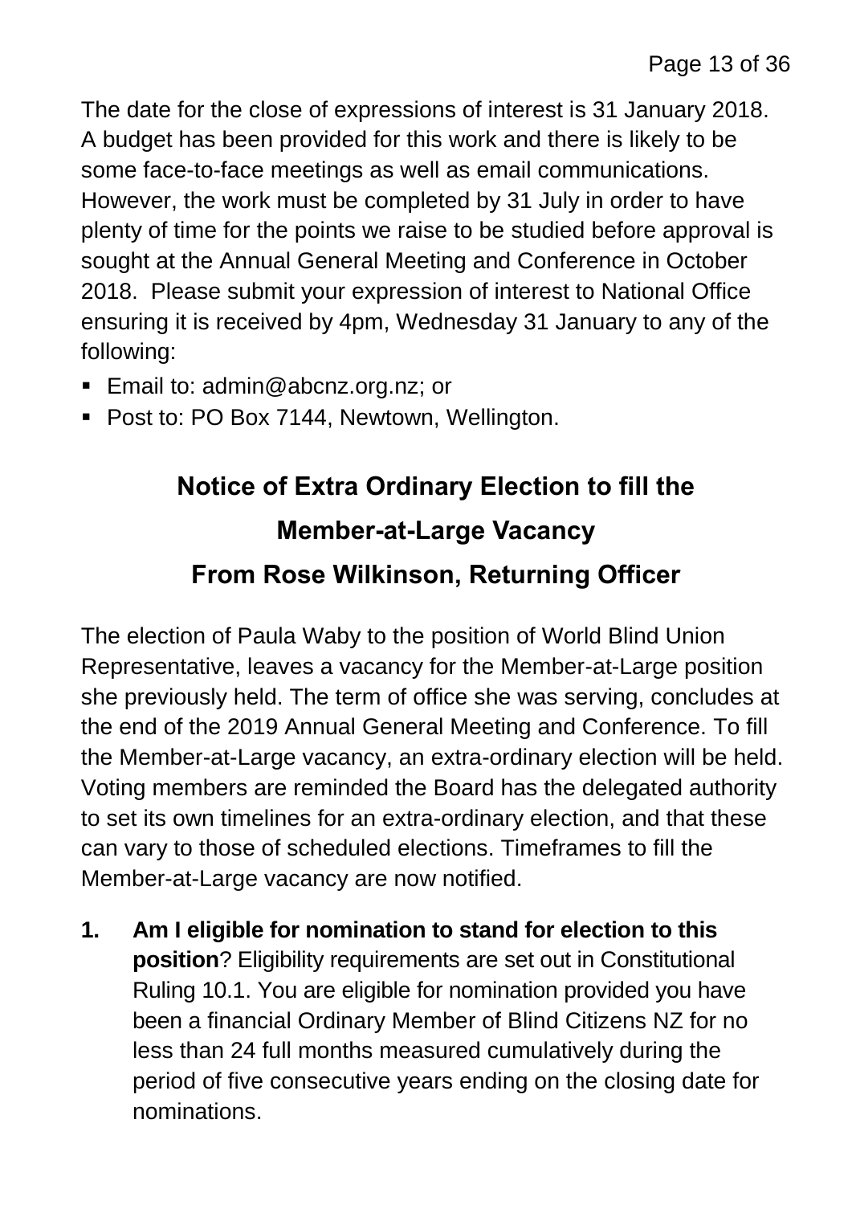The date for the close of expressions of interest is 31 January 2018. A budget has been provided for this work and there is likely to be some face-to-face meetings as well as email communications. However, the work must be completed by 31 July in order to have plenty of time for the points we raise to be studied before approval is sought at the Annual General Meeting and Conference in October 2018. Please submit your expression of interest to National Office ensuring it is received by 4pm, Wednesday 31 January to any of the following:

- Email to: admin@abcnz.org.nz; or
- Post to: PO Box 7144, Newtown, Wellington.

## Notice of Extra Ordinary Election to fill the Member-at-Large Vacancy

## From Rose Wilkinson, Returning Officer

The election of Paula Waby to the position of World Blind Union Representative, leaves a vacancy for the Member-at-Large position she previously held. The term of office she was serving, concludes at the end of the 2019 Annual General Meeting and Conference. To fill the Member-at-Large vacancy, an extra-ordinary election will be held. Voting members are reminded the Board has the delegated authority to set its own timelines for an extra-ordinary election, and that these can vary to those of scheduled elections. Timeframes to fill the Member-at-Large vacancy are now notified.

1. **Am I eligible for nomination to stand for election to this position**? Eligibility requirements are set out in Constitutional Ruling 10.1. You are eligible for nomination provided you have been a financial Ordinary Member of Blind Citizens NZ for no less than 24 full months measured cumulatively during the period of five consecutive years ending on the closing date for nominations.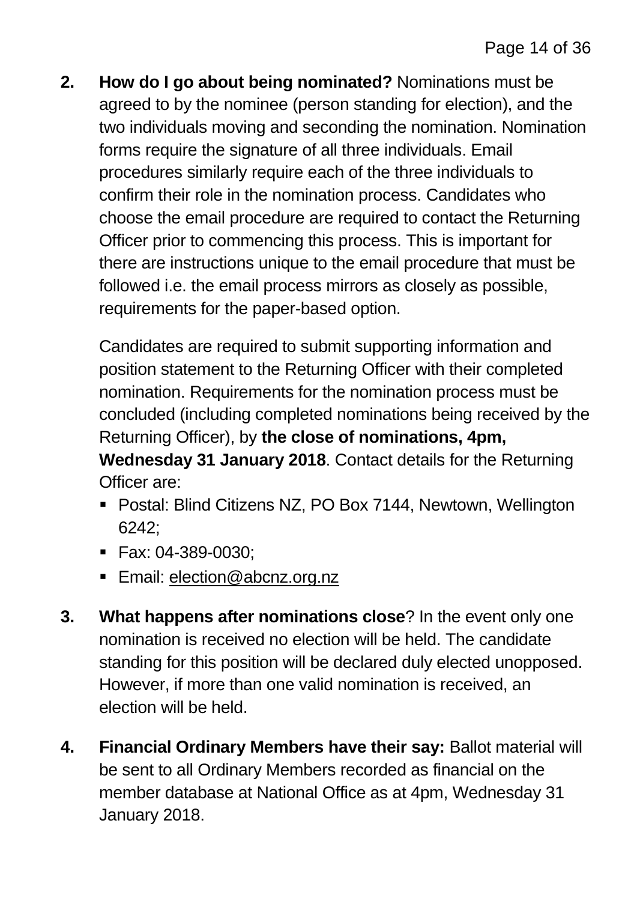2. **How do I go about being nominated?** Nominations must be agreed to by the nominee (person standing for election), and the two individuals moving and seconding the nomination. Nomination forms require the signature of all three individuals. Email procedures similarly require each of the three individuals to confirm their role in the nomination process. Candidates who choose the email procedure are required to contact the Returning Officer prior to commencing this process. This is important for there are instructions unique to the email procedure that must be followed i.e. the email process mirrors as closely as possible, requirements for the paper-based option.

   Candidates are required to submit supporting information and position statement to the Returning Officer with their completed nomination. Requirements for the nomination process must be concluded (including completed nominations being received by the Returning Officer), by **the close of nominations, 4pm, Wednesday 31 January 2018**. Contact details for the Returning Officer are:

   - Postal: Blind Citizens NZ, PO Box 7144, Newtown, Wellington 6242;
   - Fax: 04-389-0030;
   - Email: election@abcnz.org.nz

3. **What happens after nominations close**? In the event only one nomination is received no election will be held. The candidate standing for this position will be declared duly elected unopposed. However, if more than one valid nomination is received, an election will be held.

4. **Financial Ordinary Members have their say:** Ballot material will be sent to all Ordinary Members recorded as financial on the member database at National Office as at 4pm, Wednesday 31 January 2018.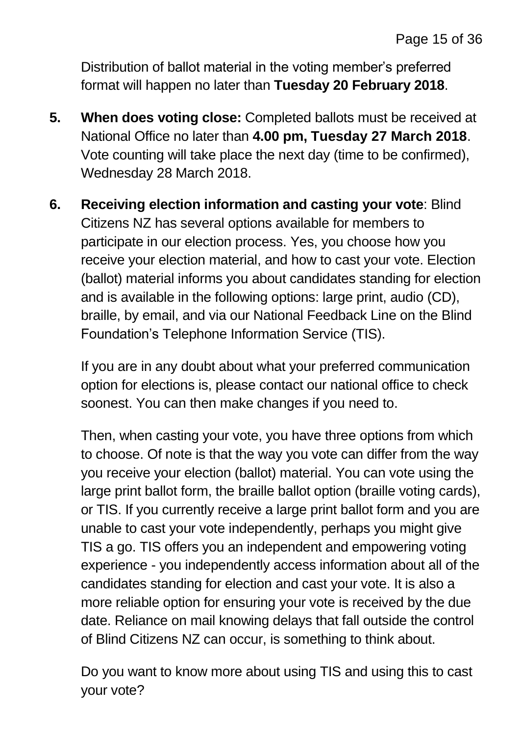Distribution of ballot material in the voting member's preferred format will happen no later than **Tuesday 20 February 2018**.

5. **When does voting close:** Completed ballots must be received at National Office no later than **4.00 pm, Tuesday 27 March 2018**. Vote counting will take place the next day (time to be confirmed), Wednesday 28 March 2018.

6. **Receiving election information and casting your vote**: Blind Citizens NZ has several options available for members to participate in our election process. Yes, you choose how you receive your election material, and how to cast your vote. Election (ballot) material informs you about candidates standing for election and is available in the following options: large print, audio (CD), braille, by email, and via our National Feedback Line on the Blind Foundation's Telephone Information Service (TIS).

   If you are in any doubt about what your preferred communication option for elections is, please contact our national office to check soonest. You can then make changes if you need to.

   Then, when casting your vote, you have three options from which to choose. Of note is that the way you vote can differ from the way you receive your election (ballot) material. You can vote using the large print ballot form, the braille ballot option (braille voting cards), or TIS. If you currently receive a large print ballot form and you are unable to cast your vote independently, perhaps you might give TIS a go. TIS offers you an independent and empowering voting experience - you independently access information about all of the candidates standing for election and cast your vote. It is also a more reliable option for ensuring your vote is received by the due date. Reliance on mail knowing delays that fall outside the control of Blind Citizens NZ can occur, is something to think about.

   Do you want to know more about using TIS and using this to cast your vote?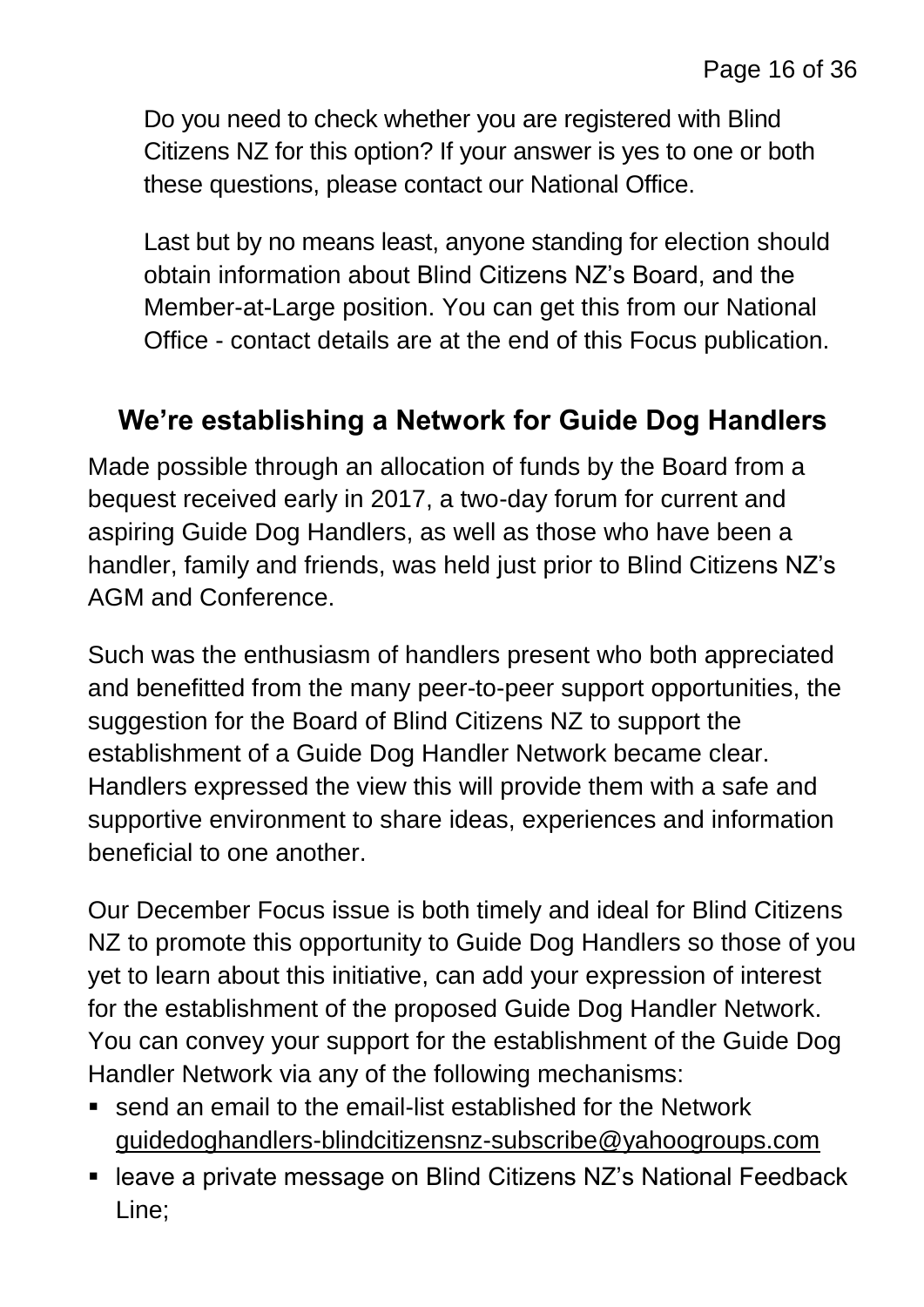Do you need to check whether you are registered with Blind Citizens NZ for this option? If your answer is yes to one or both these questions, please contact our National Office.

Last but by no means least, anyone standing for election should obtain information about Blind Citizens NZ's Board, and the Member-at-Large position. You can get this from our National Office - contact details are at the end of this Focus publication.

## We're establishing a Network for Guide Dog Handlers

Made possible through an allocation of funds by the Board from a bequest received early in 2017, a two-day forum for current and aspiring Guide Dog Handlers, as well as those who have been a handler, family and friends, was held just prior to Blind Citizens NZ's AGM and Conference.

Such was the enthusiasm of handlers present who both appreciated and benefitted from the many peer-to-peer support opportunities, the suggestion for the Board of Blind Citizens NZ to support the establishment of a Guide Dog Handler Network became clear. Handlers expressed the view this will provide them with a safe and supportive environment to share ideas, experiences and information beneficial to one another.

Our December Focus issue is both timely and ideal for Blind Citizens NZ to promote this opportunity to Guide Dog Handlers so those of you yet to learn about this initiative, can add your expression of interest for the establishment of the proposed Guide Dog Handler Network. You can convey your support for the establishment of the Guide Dog Handler Network via any of the following mechanisms:

- send an email to the email-list established for the Network guidedoghandlers-blindcitizensnz-subscribe@yahoogroups.com
- leave a private message on Blind Citizens NZ's National Feedback Line;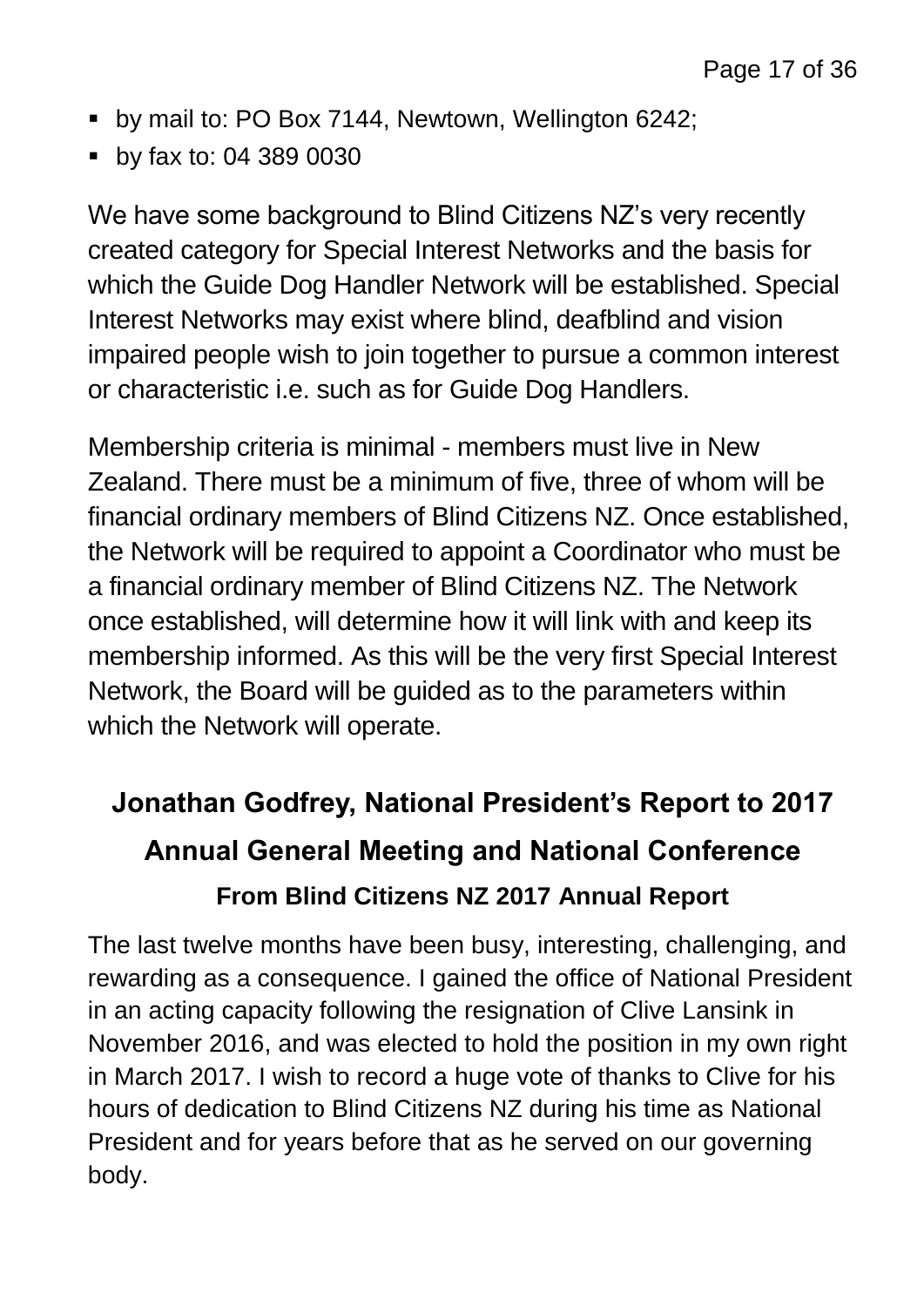- by mail to: PO Box 7144, Newtown, Wellington 6242;
- by fax to: 04 389 0030

We have some background to Blind Citizens NZ's very recently created category for Special Interest Networks and the basis for which the Guide Dog Handler Network will be established. Special Interest Networks may exist where blind, deafblind and vision impaired people wish to join together to pursue a common interest or characteristic i.e. such as for Guide Dog Handlers.

Membership criteria is minimal - members must live in New Zealand. There must be a minimum of five, three of whom will be financial ordinary members of Blind Citizens NZ. Once established, the Network will be required to appoint a Coordinator who must be a financial ordinary member of Blind Citizens NZ. The Network once established, will determine how it will link with and keep its membership informed. As this will be the very first Special Interest Network, the Board will be guided as to the parameters within which the Network will operate.

## Jonathan Godfrey, National President's Report to 2017 Annual General Meeting and National Conference

### From Blind Citizens NZ 2017 Annual Report

The last twelve months have been busy, interesting, challenging, and rewarding as a consequence. I gained the office of National President in an acting capacity following the resignation of Clive Lansink in November 2016, and was elected to hold the position in my own right in March 2017. I wish to record a huge vote of thanks to Clive for his hours of dedication to Blind Citizens NZ during his time as National President and for years before that as he served on our governing body.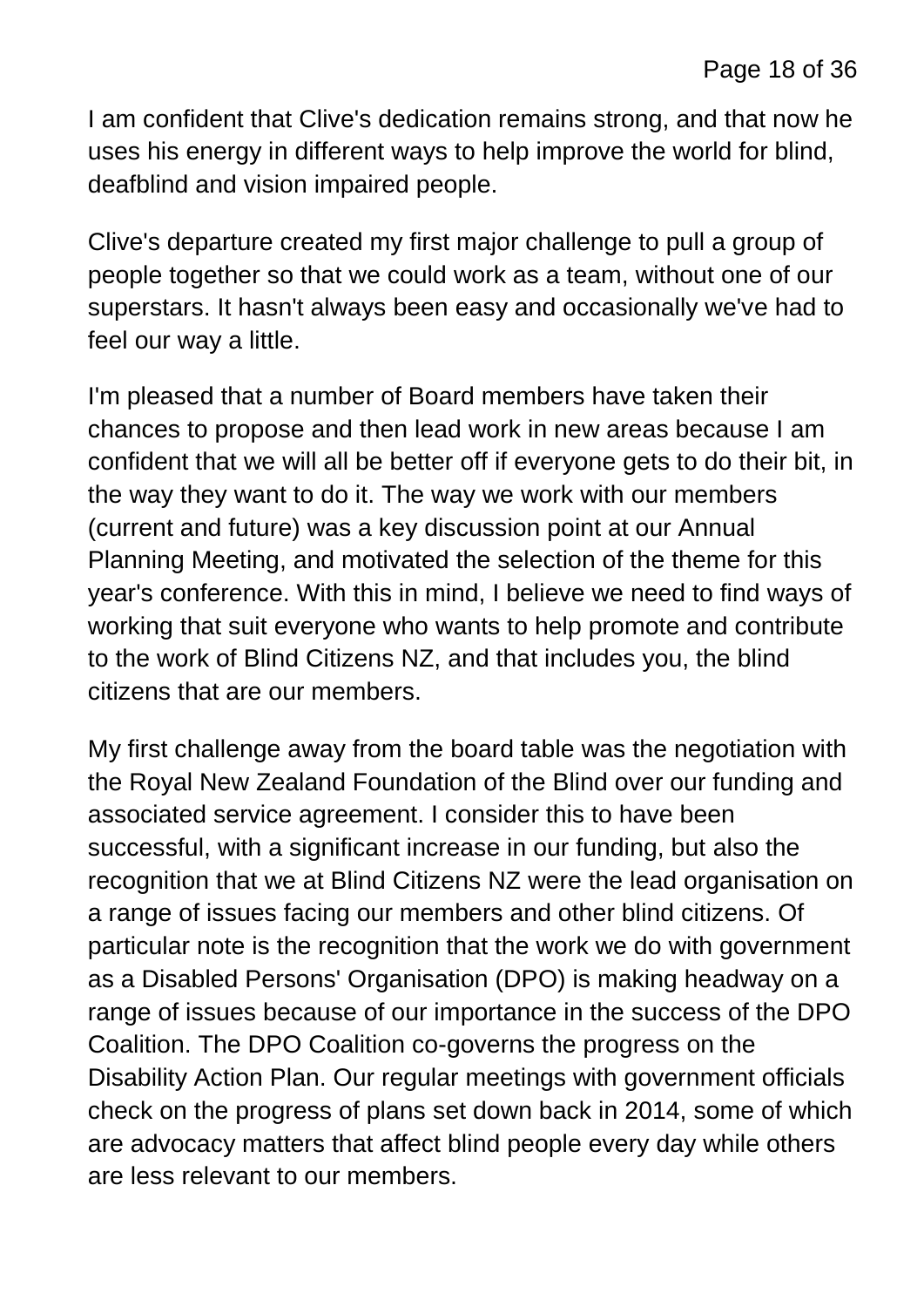I am confident that Clive's dedication remains strong, and that now he uses his energy in different ways to help improve the world for blind, deafblind and vision impaired people.

Clive's departure created my first major challenge to pull a group of people together so that we could work as a team, without one of our superstars. It hasn't always been easy and occasionally we've had to feel our way a little.

I'm pleased that a number of Board members have taken their chances to propose and then lead work in new areas because I am confident that we will all be better off if everyone gets to do their bit, in the way they want to do it. The way we work with our members (current and future) was a key discussion point at our Annual Planning Meeting, and motivated the selection of the theme for this year's conference. With this in mind, I believe we need to find ways of working that suit everyone who wants to help promote and contribute to the work of Blind Citizens NZ, and that includes you, the blind citizens that are our members.

My first challenge away from the board table was the negotiation with the Royal New Zealand Foundation of the Blind over our funding and associated service agreement. I consider this to have been successful, with a significant increase in our funding, but also the recognition that we at Blind Citizens NZ were the lead organisation on a range of issues facing our members and other blind citizens. Of particular note is the recognition that the work we do with government as a Disabled Persons' Organisation (DPO) is making headway on a range of issues because of our importance in the success of the DPO Coalition. The DPO Coalition co-governs the progress on the Disability Action Plan. Our regular meetings with government officials check on the progress of plans set down back in 2014, some of which are advocacy matters that affect blind people every day while others are less relevant to our members.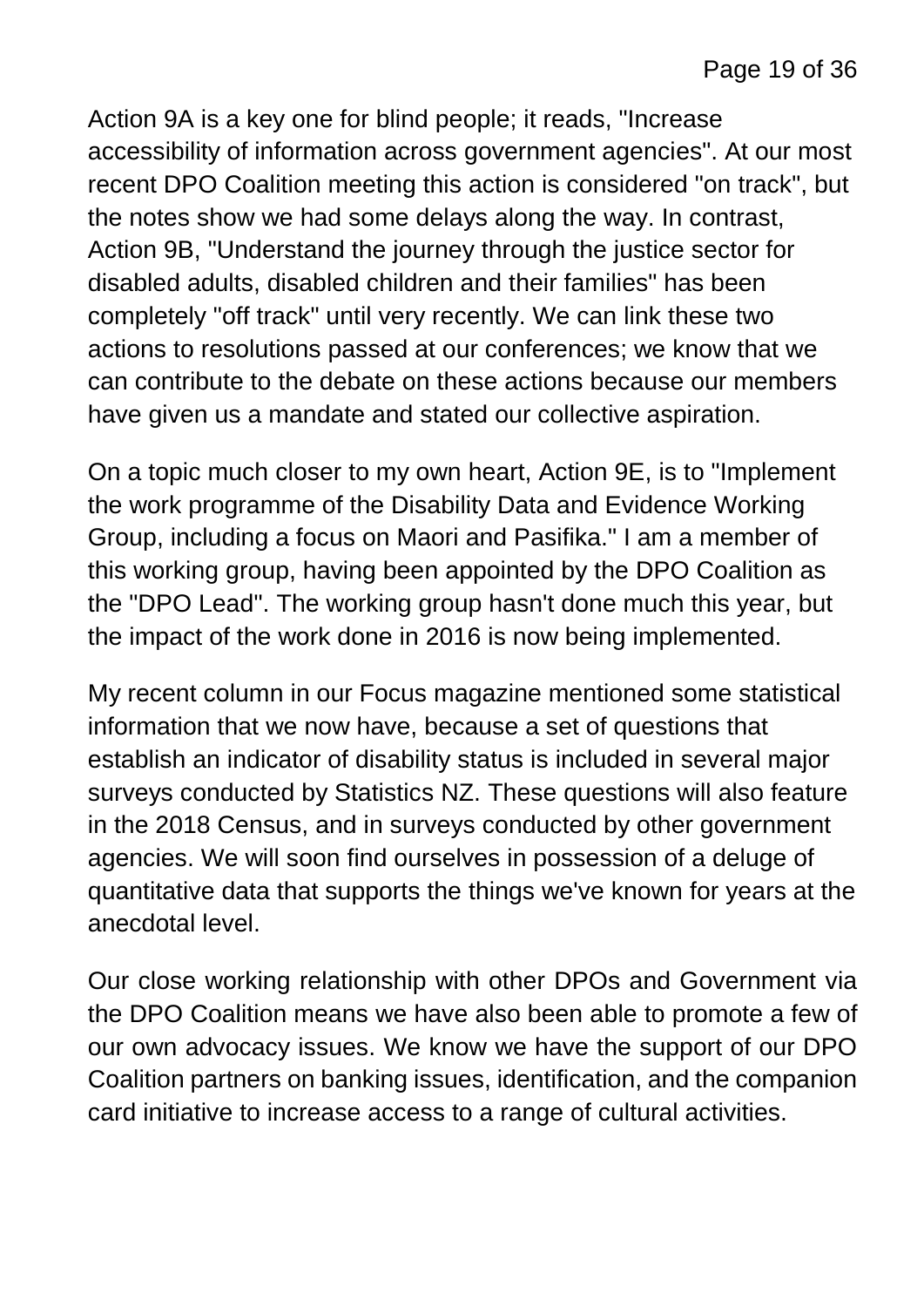Action 9A is a key one for blind people; it reads, "Increase accessibility of information across government agencies". At our most recent DPO Coalition meeting this action is considered "on track", but the notes show we had some delays along the way. In contrast, Action 9B, "Understand the journey through the justice sector for disabled adults, disabled children and their families" has been completely "off track" until very recently. We can link these two actions to resolutions passed at our conferences; we know that we can contribute to the debate on these actions because our members have given us a mandate and stated our collective aspiration.

On a topic much closer to my own heart, Action 9E, is to "Implement the work programme of the Disability Data and Evidence Working Group, including a focus on Maori and Pasifika." I am a member of this working group, having been appointed by the DPO Coalition as the "DPO Lead". The working group hasn't done much this year, but the impact of the work done in 2016 is now being implemented.

My recent column in our Focus magazine mentioned some statistical information that we now have, because a set of questions that establish an indicator of disability status is included in several major surveys conducted by Statistics NZ. These questions will also feature in the 2018 Census, and in surveys conducted by other government agencies. We will soon find ourselves in possession of a deluge of quantitative data that supports the things we've known for years at the anecdotal level.

Our close working relationship with other DPOs and Government via the DPO Coalition means we have also been able to promote a few of our own advocacy issues. We know we have the support of our DPO Coalition partners on banking issues, identification, and the companion card initiative to increase access to a range of cultural activities.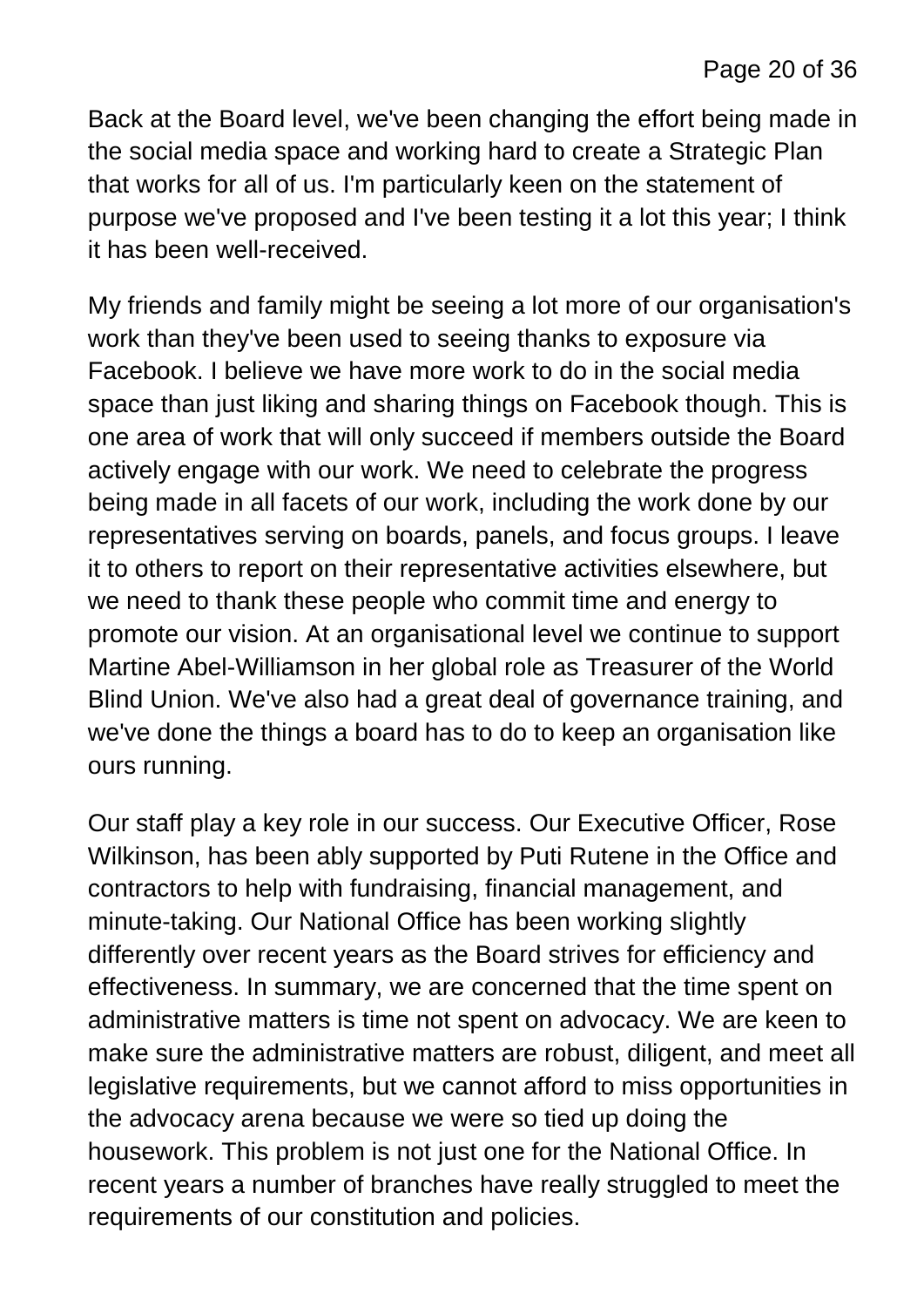Back at the Board level, we've been changing the effort being made in the social media space and working hard to create a Strategic Plan that works for all of us. I'm particularly keen on the statement of purpose we've proposed and I've been testing it a lot this year; I think it has been well-received.

My friends and family might be seeing a lot more of our organisation's work than they've been used to seeing thanks to exposure via Facebook. I believe we have more work to do in the social media space than just liking and sharing things on Facebook though. This is one area of work that will only succeed if members outside the Board actively engage with our work. We need to celebrate the progress being made in all facets of our work, including the work done by our representatives serving on boards, panels, and focus groups. I leave it to others to report on their representative activities elsewhere, but we need to thank these people who commit time and energy to promote our vision. At an organisational level we continue to support Martine Abel-Williamson in her global role as Treasurer of the World Blind Union. We've also had a great deal of governance training, and we've done the things a board has to do to keep an organisation like ours running.

Our staff play a key role in our success. Our Executive Officer, Rose Wilkinson, has been ably supported by Puti Rutene in the Office and contractors to help with fundraising, financial management, and minute-taking. Our National Office has been working slightly differently over recent years as the Board strives for efficiency and effectiveness. In summary, we are concerned that the time spent on administrative matters is time not spent on advocacy. We are keen to make sure the administrative matters are robust, diligent, and meet all legislative requirements, but we cannot afford to miss opportunities in the advocacy arena because we were so tied up doing the housework. This problem is not just one for the National Office. In recent years a number of branches have really struggled to meet the requirements of our constitution and policies.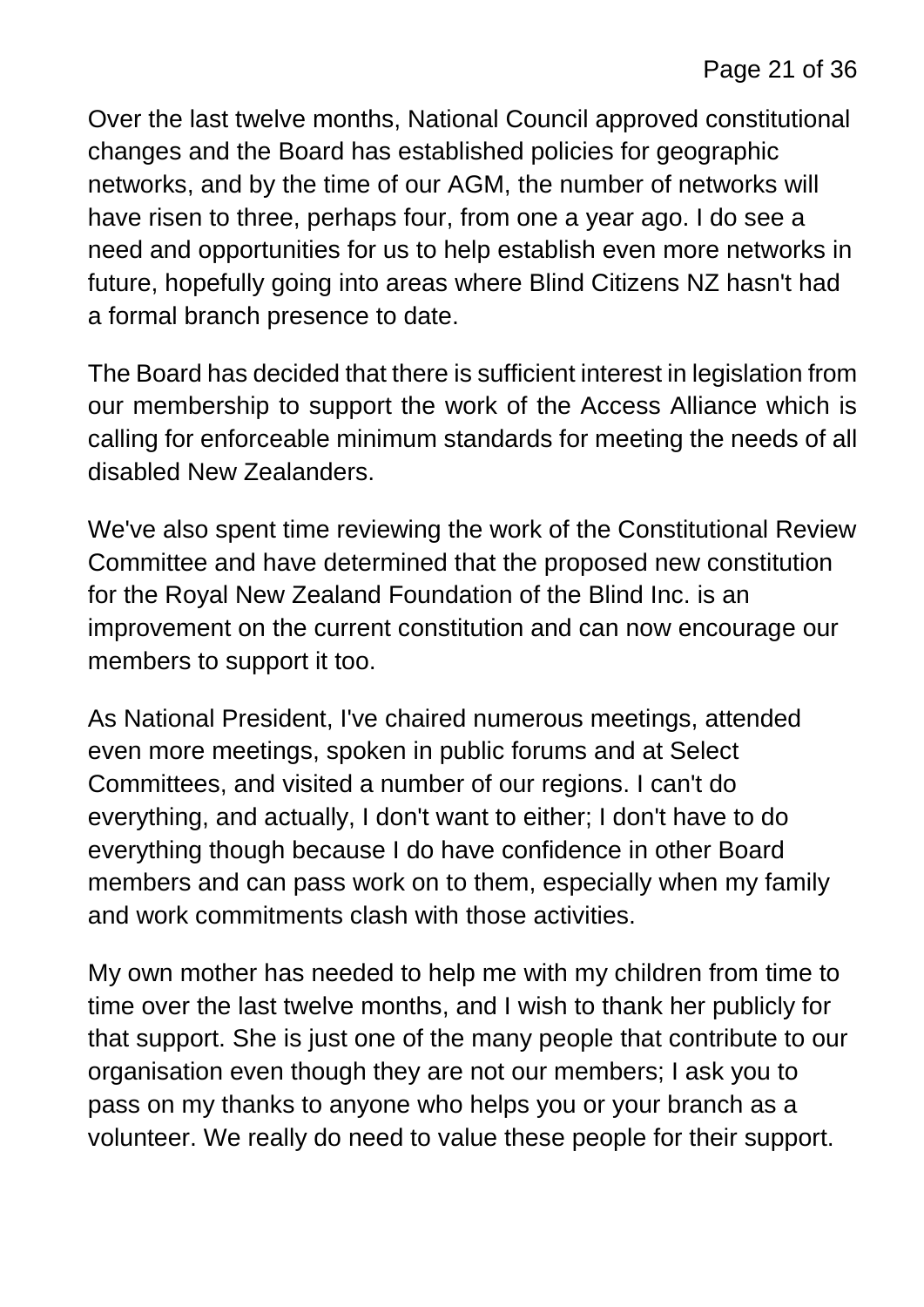Over the last twelve months, National Council approved constitutional changes and the Board has established policies for geographic networks, and by the time of our AGM, the number of networks will have risen to three, perhaps four, from one a year ago. I do see a need and opportunities for us to help establish even more networks in future, hopefully going into areas where Blind Citizens NZ hasn't had a formal branch presence to date.

The Board has decided that there is sufficient interest in legislation from our membership to support the work of the Access Alliance which is calling for enforceable minimum standards for meeting the needs of all disabled New Zealanders.

We've also spent time reviewing the work of the Constitutional Review Committee and have determined that the proposed new constitution for the Royal New Zealand Foundation of the Blind Inc. is an improvement on the current constitution and can now encourage our members to support it too.

As National President, I've chaired numerous meetings, attended even more meetings, spoken in public forums and at Select Committees, and visited a number of our regions. I can't do everything, and actually, I don't want to either; I don't have to do everything though because I do have confidence in other Board members and can pass work on to them, especially when my family and work commitments clash with those activities.

My own mother has needed to help me with my children from time to time over the last twelve months, and I wish to thank her publicly for that support. She is just one of the many people that contribute to our organisation even though they are not our members; I ask you to pass on my thanks to anyone who helps you or your branch as a volunteer. We really do need to value these people for their support.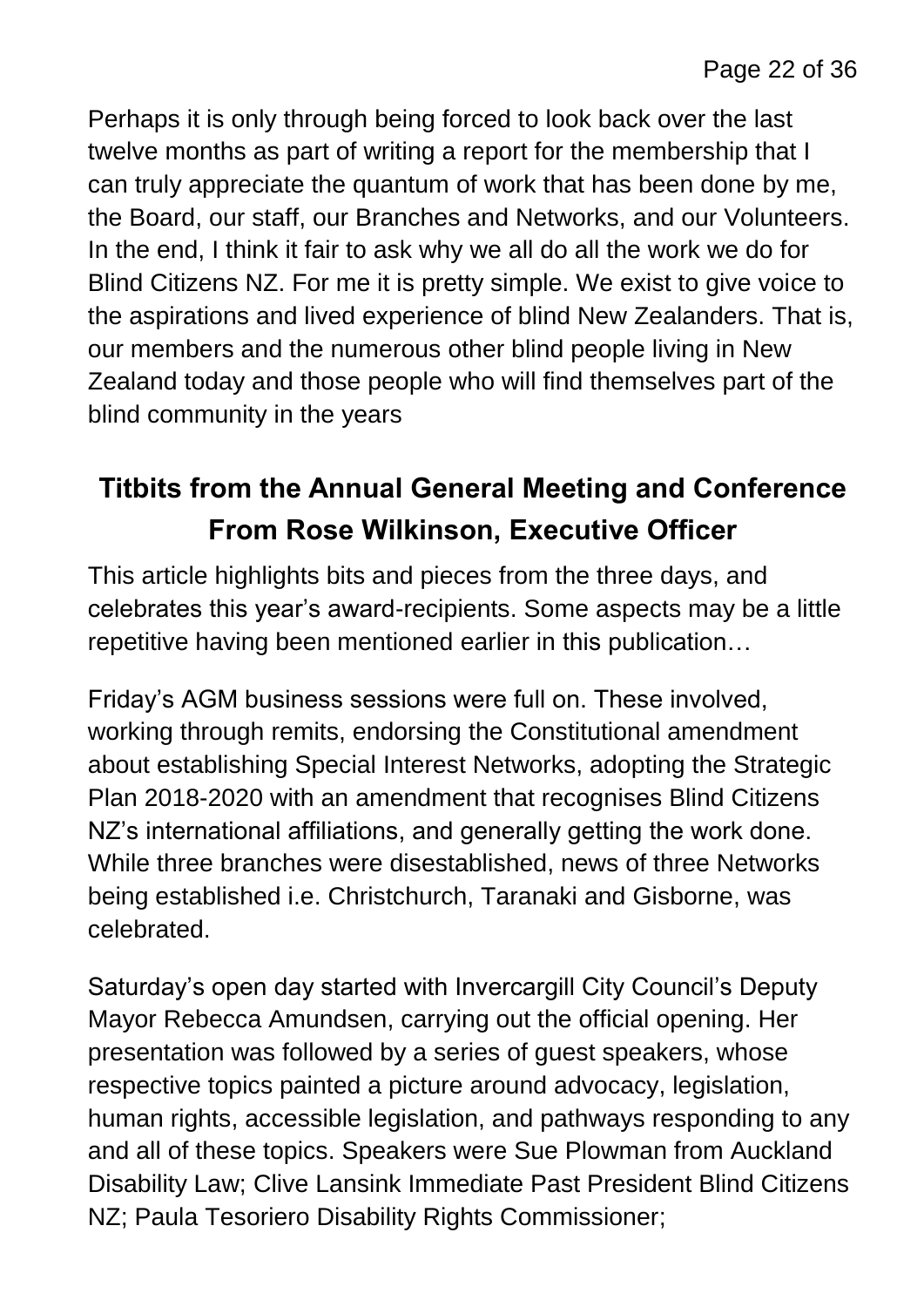Perhaps it is only through being forced to look back over the last twelve months as part of writing a report for the membership that I can truly appreciate the quantum of work that has been done by me, the Board, our staff, our Branches and Networks, and our Volunteers. In the end, I think it fair to ask why we all do all the work we do for Blind Citizens NZ. For me it is pretty simple. We exist to give voice to the aspirations and lived experience of blind New Zealanders. That is, our members and the numerous other blind people living in New Zealand today and those people who will find themselves part of the blind community in the years

## Titbits from the Annual General Meeting and Conference From Rose Wilkinson, Executive Officer

This article highlights bits and pieces from the three days, and celebrates this year's award-recipients. Some aspects may be a little repetitive having been mentioned earlier in this publication…

Friday's AGM business sessions were full on. These involved, working through remits, endorsing the Constitutional amendment about establishing Special Interest Networks, adopting the Strategic Plan 2018-2020 with an amendment that recognises Blind Citizens NZ's international affiliations, and generally getting the work done. While three branches were disestablished, news of three Networks being established i.e. Christchurch, Taranaki and Gisborne, was celebrated.

Saturday's open day started with Invercargill City Council's Deputy Mayor Rebecca Amundsen, carrying out the official opening. Her presentation was followed by a series of guest speakers, whose respective topics painted a picture around advocacy, legislation, human rights, accessible legislation, and pathways responding to any and all of these topics. Speakers were Sue Plowman from Auckland Disability Law; Clive Lansink Immediate Past President Blind Citizens NZ; Paula Tesoriero Disability Rights Commissioner;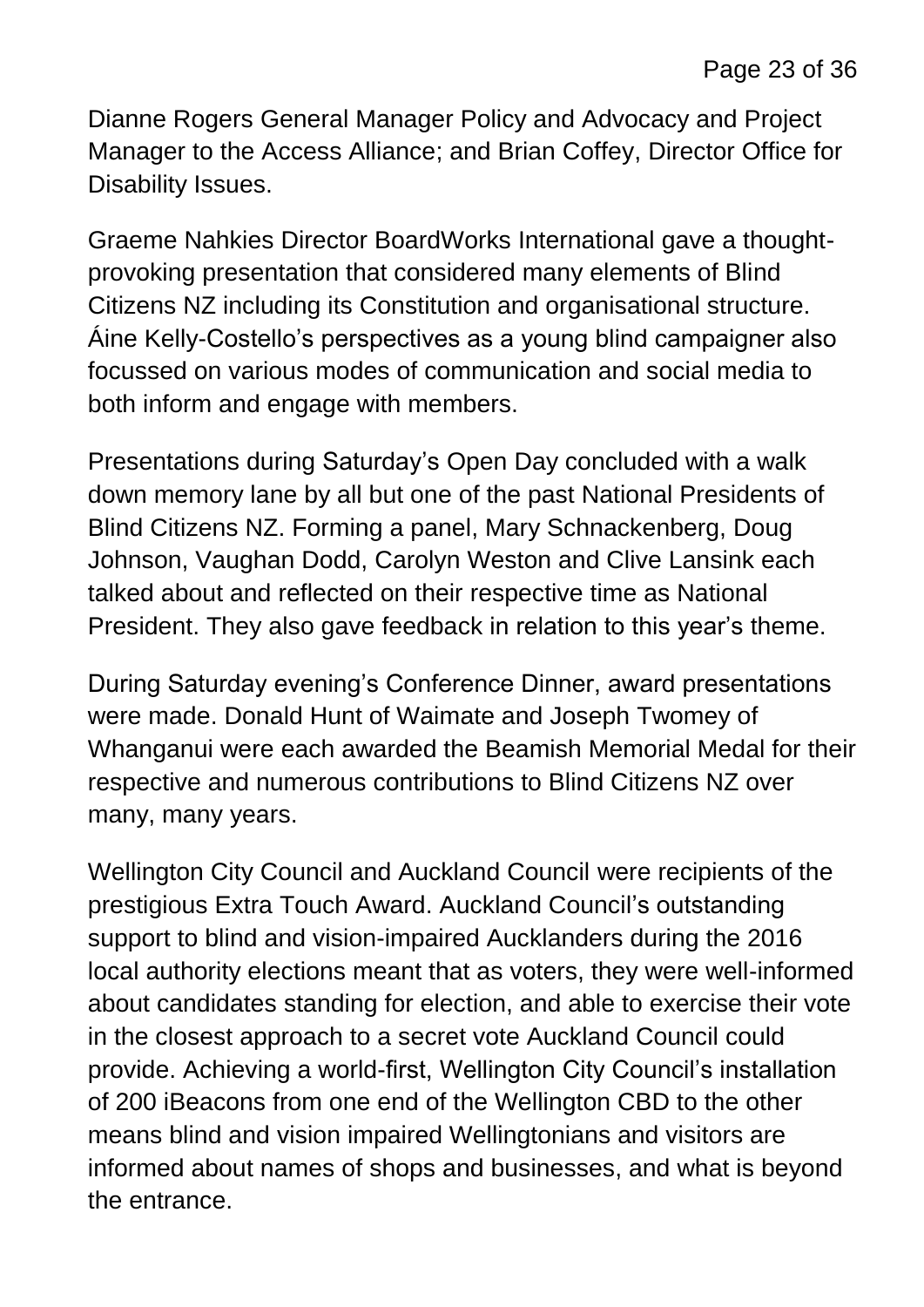Dianne Rogers General Manager Policy and Advocacy and Project Manager to the Access Alliance; and Brian Coffey, Director Office for Disability Issues.

Graeme Nahkies Director BoardWorks International gave a thought-provoking presentation that considered many elements of Blind Citizens NZ including its Constitution and organisational structure. Áine Kelly-Costello's perspectives as a young blind campaigner also focussed on various modes of communication and social media to both inform and engage with members.

Presentations during Saturday's Open Day concluded with a walk down memory lane by all but one of the past National Presidents of Blind Citizens NZ. Forming a panel, Mary Schnackenberg, Doug Johnson, Vaughan Dodd, Carolyn Weston and Clive Lansink each talked about and reflected on their respective time as National President. They also gave feedback in relation to this year's theme.

During Saturday evening's Conference Dinner, award presentations were made. Donald Hunt of Waimate and Joseph Twomey of Whanganui were each awarded the Beamish Memorial Medal for their respective and numerous contributions to Blind Citizens NZ over many, many years.

Wellington City Council and Auckland Council were recipients of the prestigious Extra Touch Award. Auckland Council's outstanding support to blind and vision-impaired Aucklanders during the 2016 local authority elections meant that as voters, they were well-informed about candidates standing for election, and able to exercise their vote in the closest approach to a secret vote Auckland Council could provide. Achieving a world-first, Wellington City Council's installation of 200 iBeacons from one end of the Wellington CBD to the other means blind and vision impaired Wellingtonians and visitors are informed about names of shops and businesses, and what is beyond the entrance.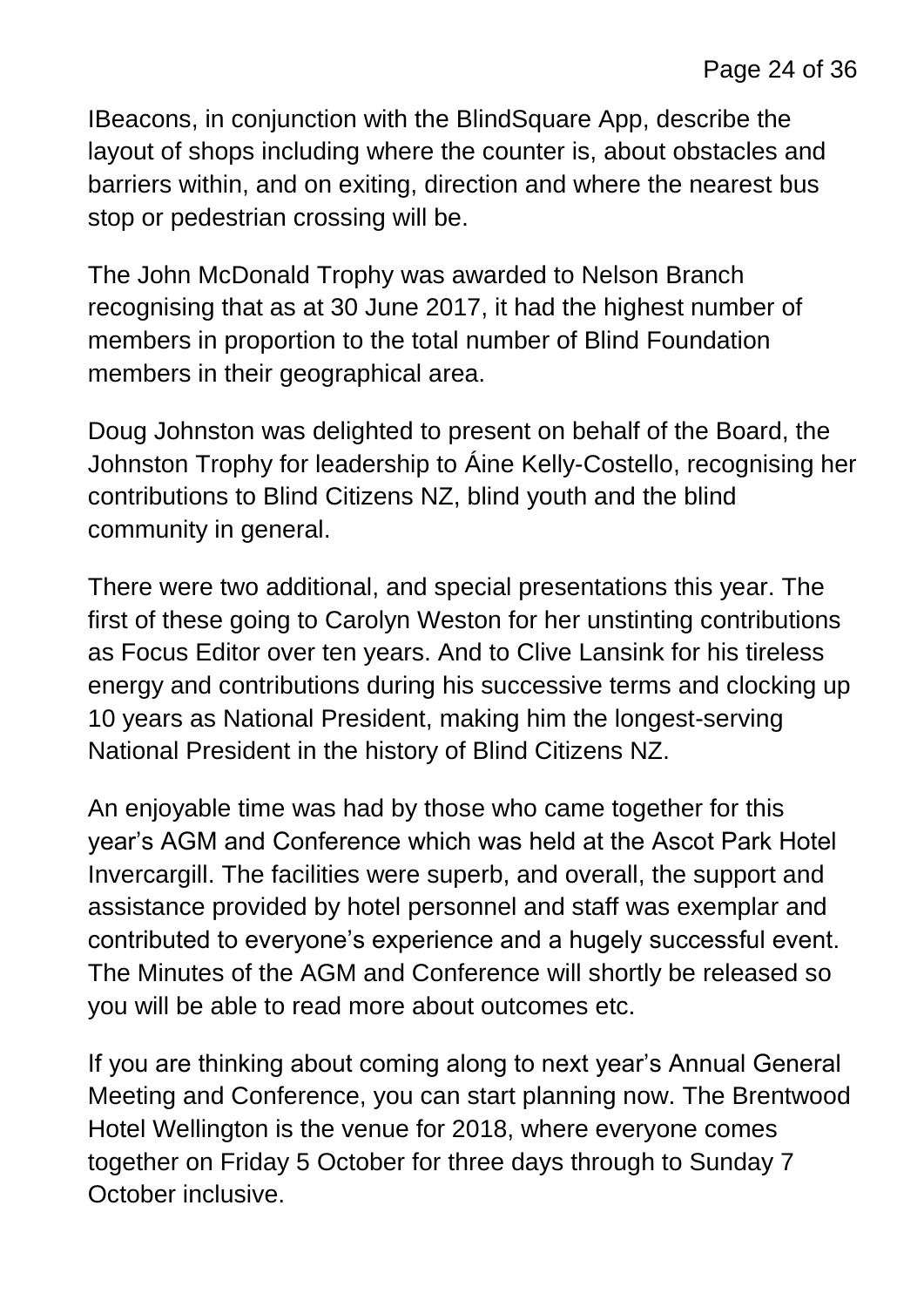IBeacons, in conjunction with the BlindSquare App, describe the layout of shops including where the counter is, about obstacles and barriers within, and on exiting, direction and where the nearest bus stop or pedestrian crossing will be.

The John McDonald Trophy was awarded to Nelson Branch recognising that as at 30 June 2017, it had the highest number of members in proportion to the total number of Blind Foundation members in their geographical area.

Doug Johnston was delighted to present on behalf of the Board, the Johnston Trophy for leadership to Áine Kelly-Costello, recognising her contributions to Blind Citizens NZ, blind youth and the blind community in general.

There were two additional, and special presentations this year. The first of these going to Carolyn Weston for her unstinting contributions as Focus Editor over ten years. And to Clive Lansink for his tireless energy and contributions during his successive terms and clocking up 10 years as National President, making him the longest-serving National President in the history of Blind Citizens NZ.

An enjoyable time was had by those who came together for this year's AGM and Conference which was held at the Ascot Park Hotel Invercargill. The facilities were superb, and overall, the support and assistance provided by hotel personnel and staff was exemplar and contributed to everyone's experience and a hugely successful event. The Minutes of the AGM and Conference will shortly be released so you will be able to read more about outcomes etc.

If you are thinking about coming along to next year's Annual General Meeting and Conference, you can start planning now. The Brentwood Hotel Wellington is the venue for 2018, where everyone comes together on Friday 5 October for three days through to Sunday 7 October inclusive.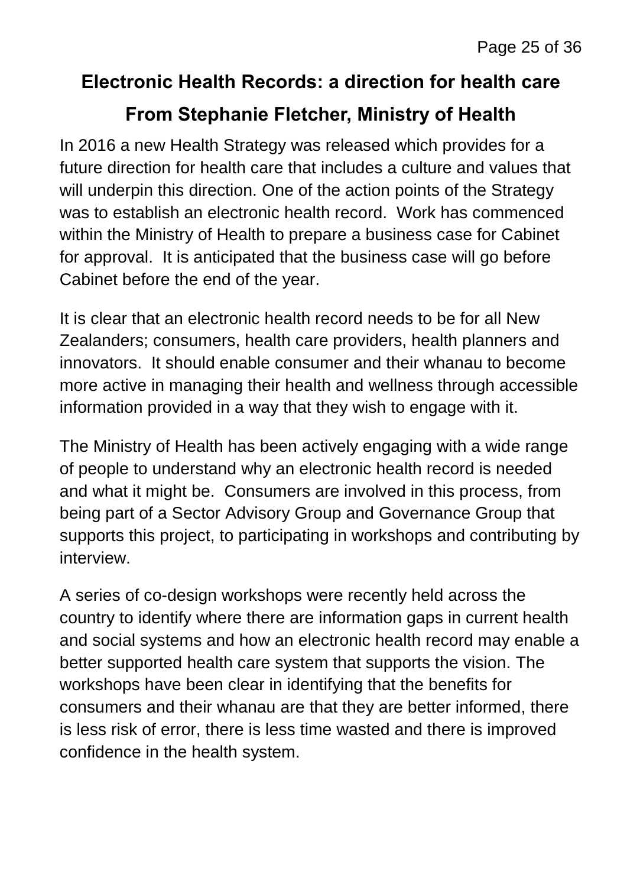## Electronic Health Records: a direction for health care

## From Stephanie Fletcher, Ministry of Health

In 2016 a new Health Strategy was released which provides for a future direction for health care that includes a culture and values that will underpin this direction. One of the action points of the Strategy was to establish an electronic health record. Work has commenced within the Ministry of Health to prepare a business case for Cabinet for approval. It is anticipated that the business case will go before Cabinet before the end of the year.

It is clear that an electronic health record needs to be for all New Zealanders; consumers, health care providers, health planners and innovators. It should enable consumer and their whanau to become more active in managing their health and wellness through accessible information provided in a way that they wish to engage with it.

The Ministry of Health has been actively engaging with a wide range of people to understand why an electronic health record is needed and what it might be. Consumers are involved in this process, from being part of a Sector Advisory Group and Governance Group that supports this project, to participating in workshops and contributing by interview.

A series of co-design workshops were recently held across the country to identify where there are information gaps in current health and social systems and how an electronic health record may enable a better supported health care system that supports the vision. The workshops have been clear in identifying that the benefits for consumers and their whanau are that they are better informed, there is less risk of error, there is less time wasted and there is improved confidence in the health system.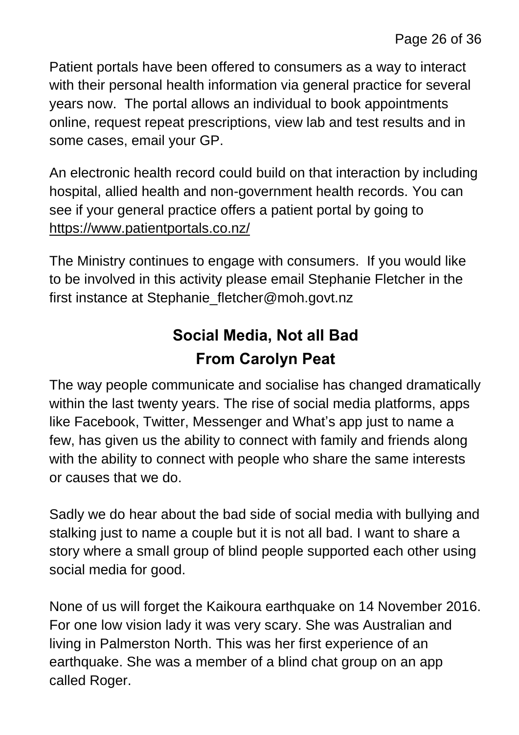Patient portals have been offered to consumers as a way to interact with their personal health information via general practice for several years now. The portal allows an individual to book appointments online, request repeat prescriptions, view lab and test results and in some cases, email your GP.

An electronic health record could build on that interaction by including hospital, allied health and non-government health records. You can see if your general practice offers a patient portal by going to https://www.patientportals.co.nz/

The Ministry continues to engage with consumers. If you would like to be involved in this activity please email Stephanie Fletcher in the first instance at Stephanie_fletcher@moh.govt.nz

## Social Media, Not all Bad
## From Carolyn Peat

The way people communicate and socialise has changed dramatically within the last twenty years. The rise of social media platforms, apps like Facebook, Twitter, Messenger and What's app just to name a few, has given us the ability to connect with family and friends along with the ability to connect with people who share the same interests or causes that we do.

Sadly we do hear about the bad side of social media with bullying and stalking just to name a couple but it is not all bad. I want to share a story where a small group of blind people supported each other using social media for good.

None of us will forget the Kaikoura earthquake on 14 November 2016. For one low vision lady it was very scary. She was Australian and living in Palmerston North. This was her first experience of an earthquake. She was a member of a blind chat group on an app called Roger.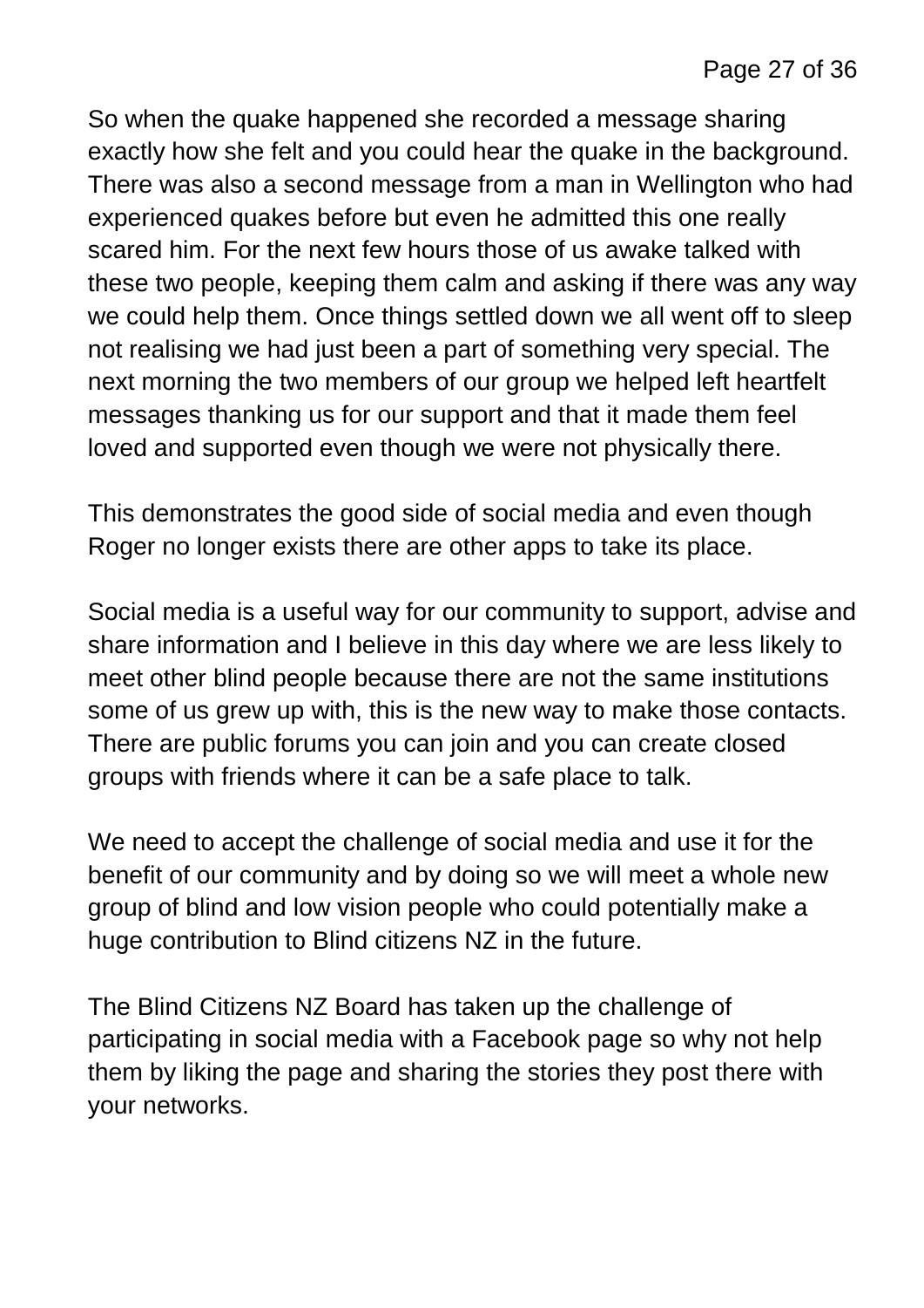So when the quake happened she recorded a message sharing exactly how she felt and you could hear the quake in the background. There was also a second message from a man in Wellington who had experienced quakes before but even he admitted this one really scared him. For the next few hours those of us awake talked with these two people, keeping them calm and asking if there was any way we could help them. Once things settled down we all went off to sleep not realising we had just been a part of something very special. The next morning the two members of our group we helped left heartfelt messages thanking us for our support and that it made them feel loved and supported even though we were not physically there.

This demonstrates the good side of social media and even though Roger no longer exists there are other apps to take its place.

Social media is a useful way for our community to support, advise and share information and I believe in this day where we are less likely to meet other blind people because there are not the same institutions some of us grew up with, this is the new way to make those contacts. There are public forums you can join and you can create closed groups with friends where it can be a safe place to talk.

We need to accept the challenge of social media and use it for the benefit of our community and by doing so we will meet a whole new group of blind and low vision people who could potentially make a huge contribution to Blind citizens NZ in the future.

The Blind Citizens NZ Board has taken up the challenge of participating in social media with a Facebook page so why not help them by liking the page and sharing the stories they post there with your networks.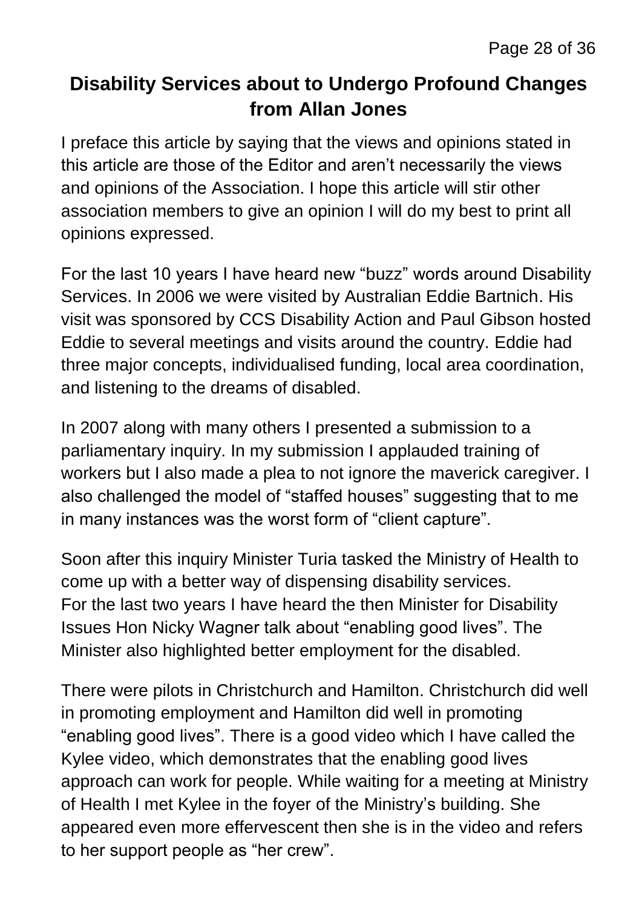## Disability Services about to Undergo Profound Changes from Allan Jones

I preface this article by saying that the views and opinions stated in this article are those of the Editor and aren't necessarily the views and opinions of the Association. I hope this article will stir other association members to give an opinion I will do my best to print all opinions expressed.

For the last 10 years I have heard new "buzz" words around Disability Services. In 2006 we were visited by Australian Eddie Bartnich. His visit was sponsored by CCS Disability Action and Paul Gibson hosted Eddie to several meetings and visits around the country. Eddie had three major concepts, individualised funding, local area coordination, and listening to the dreams of disabled.

In 2007 along with many others I presented a submission to a parliamentary inquiry. In my submission I applauded training of workers but I also made a plea to not ignore the maverick caregiver. I also challenged the model of "staffed houses" suggesting that to me in many instances was the worst form of "client capture".

Soon after this inquiry Minister Turia tasked the Ministry of Health to come up with a better way of dispensing disability services.
For the last two years I have heard the then Minister for Disability Issues Hon Nicky Wagner talk about "enabling good lives". The Minister also highlighted better employment for the disabled.

There were pilots in Christchurch and Hamilton. Christchurch did well in promoting employment and Hamilton did well in promoting "enabling good lives". There is a good video which I have called the Kylee video, which demonstrates that the enabling good lives approach can work for people. While waiting for a meeting at Ministry of Health I met Kylee in the foyer of the Ministry's building. She appeared even more effervescent then she is in the video and refers to her support people as "her crew".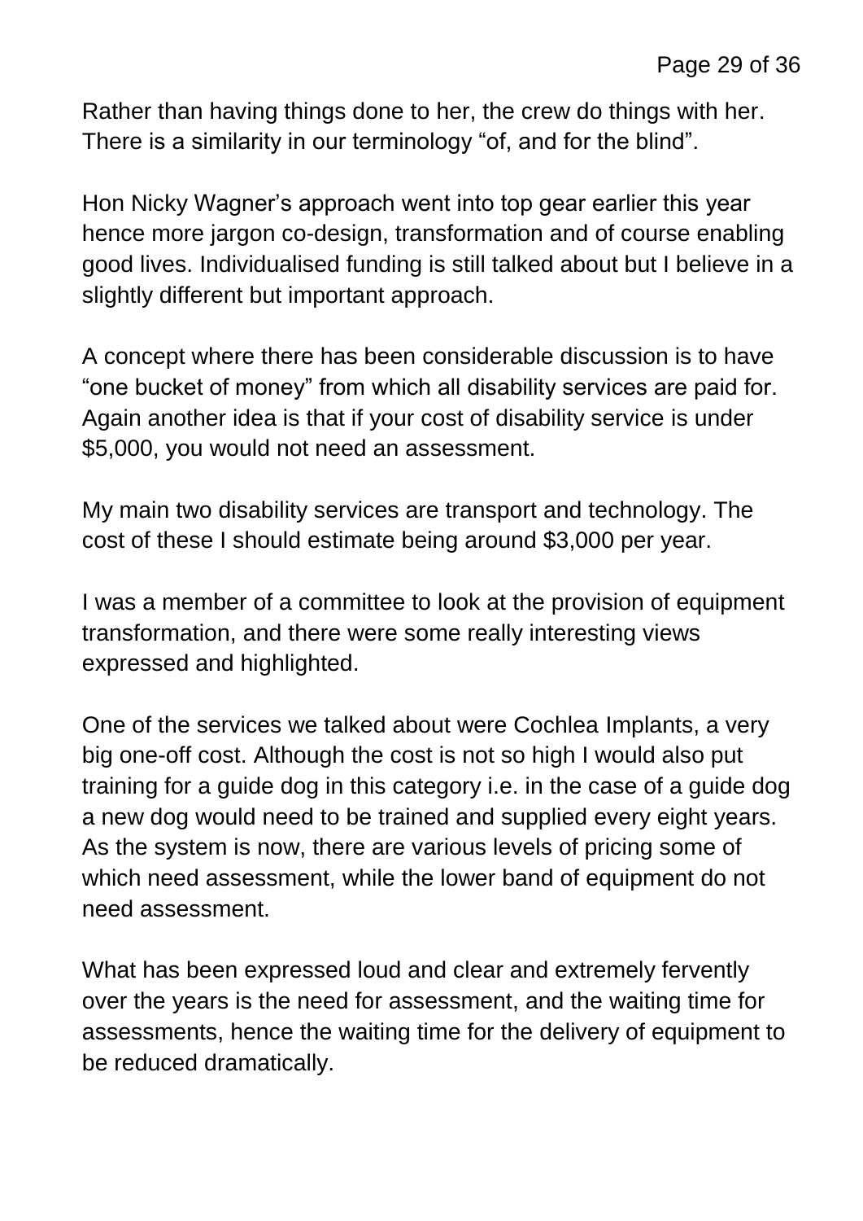Rather than having things done to her, the crew do things with her. There is a similarity in our terminology "of, and for the blind".

Hon Nicky Wagner's approach went into top gear earlier this year hence more jargon co-design, transformation and of course enabling good lives. Individualised funding is still talked about but I believe in a slightly different but important approach.

A concept where there has been considerable discussion is to have "one bucket of money" from which all disability services are paid for. Again another idea is that if your cost of disability service is under $5,000, you would not need an assessment.

My main two disability services are transport and technology. The cost of these I should estimate being around $3,000 per year.

I was a member of a committee to look at the provision of equipment transformation, and there were some really interesting views expressed and highlighted.

One of the services we talked about were Cochlea Implants, a very big one-off cost. Although the cost is not so high I would also put training for a guide dog in this category i.e. in the case of a guide dog a new dog would need to be trained and supplied every eight years. As the system is now, there are various levels of pricing some of which need assessment, while the lower band of equipment do not need assessment.

What has been expressed loud and clear and extremely fervently over the years is the need for assessment, and the waiting time for assessments, hence the waiting time for the delivery of equipment to be reduced dramatically.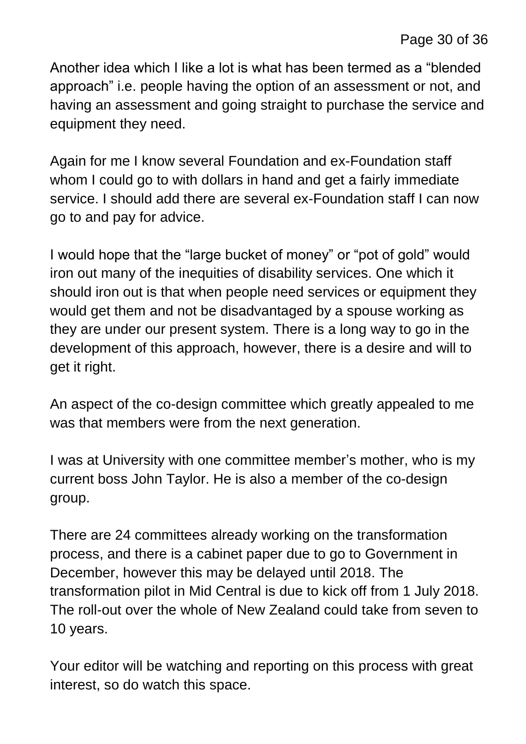Another idea which I like a lot is what has been termed as a "blended approach" i.e. people having the option of an assessment or not, and having an assessment and going straight to purchase the service and equipment they need.

Again for me I know several Foundation and ex-Foundation staff whom I could go to with dollars in hand and get a fairly immediate service. I should add there are several ex-Foundation staff I can now go to and pay for advice.

I would hope that the "large bucket of money" or "pot of gold" would iron out many of the inequities of disability services. One which it should iron out is that when people need services or equipment they would get them and not be disadvantaged by a spouse working as they are under our present system. There is a long way to go in the development of this approach, however, there is a desire and will to get it right.

An aspect of the co-design committee which greatly appealed to me was that members were from the next generation.

I was at University with one committee member's mother, who is my current boss John Taylor. He is also a member of the co-design group.

There are 24 committees already working on the transformation process, and there is a cabinet paper due to go to Government in December, however this may be delayed until 2018. The transformation pilot in Mid Central is due to kick off from 1 July 2018. The roll-out over the whole of New Zealand could take from seven to 10 years.

Your editor will be watching and reporting on this process with great interest, so do watch this space.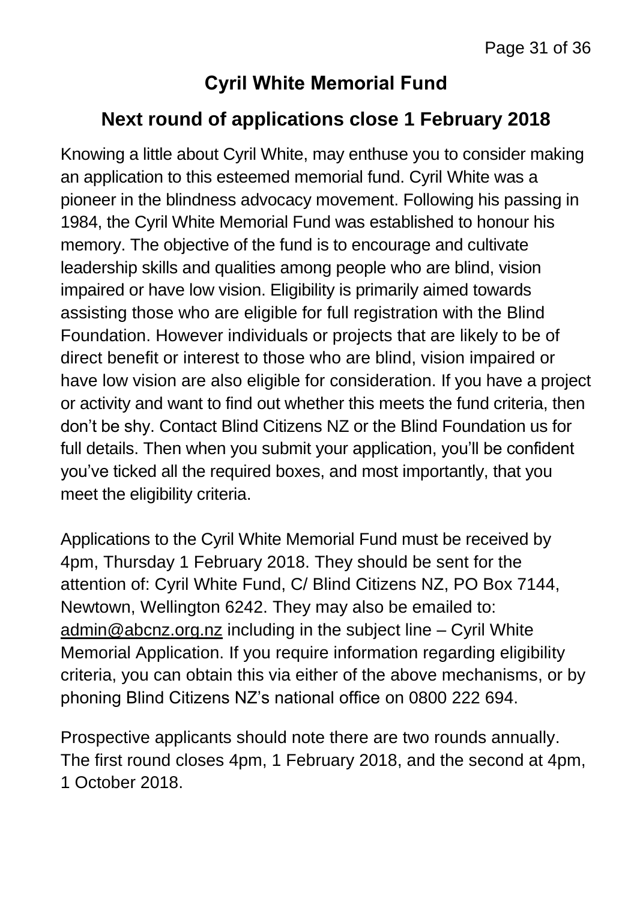## Cyril White Memorial Fund

## Next round of applications close 1 February 2018

Knowing a little about Cyril White, may enthuse you to consider making an application to this esteemed memorial fund. Cyril White was a pioneer in the blindness advocacy movement. Following his passing in 1984, the Cyril White Memorial Fund was established to honour his memory. The objective of the fund is to encourage and cultivate leadership skills and qualities among people who are blind, vision impaired or have low vision. Eligibility is primarily aimed towards assisting those who are eligible for full registration with the Blind Foundation. However individuals or projects that are likely to be of direct benefit or interest to those who are blind, vision impaired or have low vision are also eligible for consideration. If you have a project or activity and want to find out whether this meets the fund criteria, then don't be shy. Contact Blind Citizens NZ or the Blind Foundation us for full details. Then when you submit your application, you'll be confident you've ticked all the required boxes, and most importantly, that you meet the eligibility criteria.

Applications to the Cyril White Memorial Fund must be received by 4pm, Thursday 1 February 2018. They should be sent for the attention of: Cyril White Fund, C/ Blind Citizens NZ, PO Box 7144, Newtown, Wellington 6242. They may also be emailed to: admin@abcnz.org.nz including in the subject line – Cyril White Memorial Application. If you require information regarding eligibility criteria, you can obtain this via either of the above mechanisms, or by phoning Blind Citizens NZ's national office on 0800 222 694.

Prospective applicants should note there are two rounds annually. The first round closes 4pm, 1 February 2018, and the second at 4pm, 1 October 2018.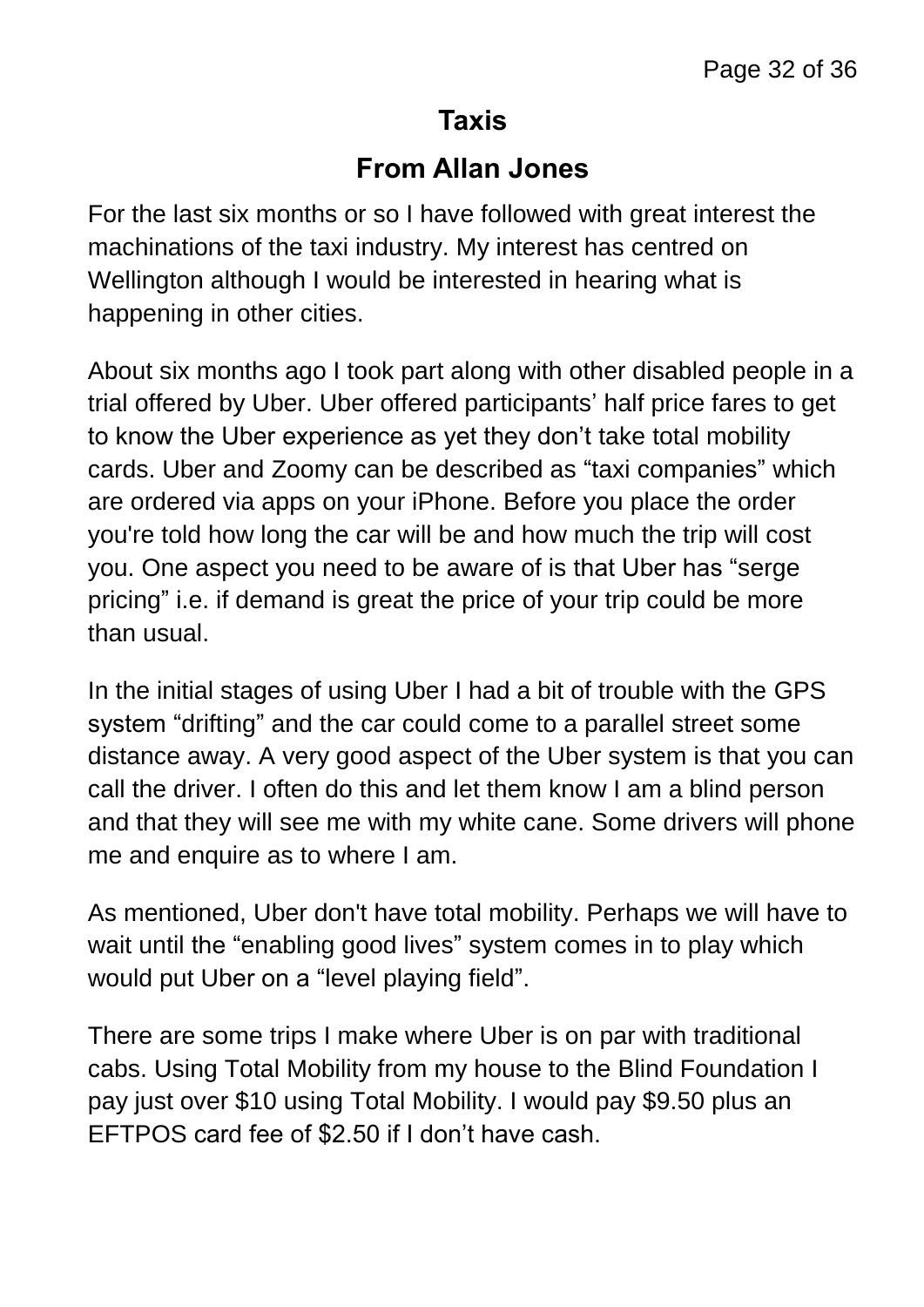## Taxis

## From Allan Jones

For the last six months or so I have followed with great interest the machinations of the taxi industry. My interest has centred on Wellington although I would be interested in hearing what is happening in other cities.

About six months ago I took part along with other disabled people in a trial offered by Uber. Uber offered participants' half price fares to get to know the Uber experience as yet they don't take total mobility cards. Uber and Zoomy can be described as "taxi companies" which are ordered via apps on your iPhone. Before you place the order you're told how long the car will be and how much the trip will cost you. One aspect you need to be aware of is that Uber has "serge pricing" i.e. if demand is great the price of your trip could be more than usual.

In the initial stages of using Uber I had a bit of trouble with the GPS system "drifting" and the car could come to a parallel street some distance away. A very good aspect of the Uber system is that you can call the driver. I often do this and let them know I am a blind person and that they will see me with my white cane. Some drivers will phone me and enquire as to where I am.

As mentioned, Uber don't have total mobility. Perhaps we will have to wait until the "enabling good lives" system comes in to play which would put Uber on a "level playing field".

There are some trips I make where Uber is on par with traditional cabs. Using Total Mobility from my house to the Blind Foundation I pay just over $10 using Total Mobility. I would pay $9.50 plus an EFTPOS card fee of $2.50 if I don't have cash.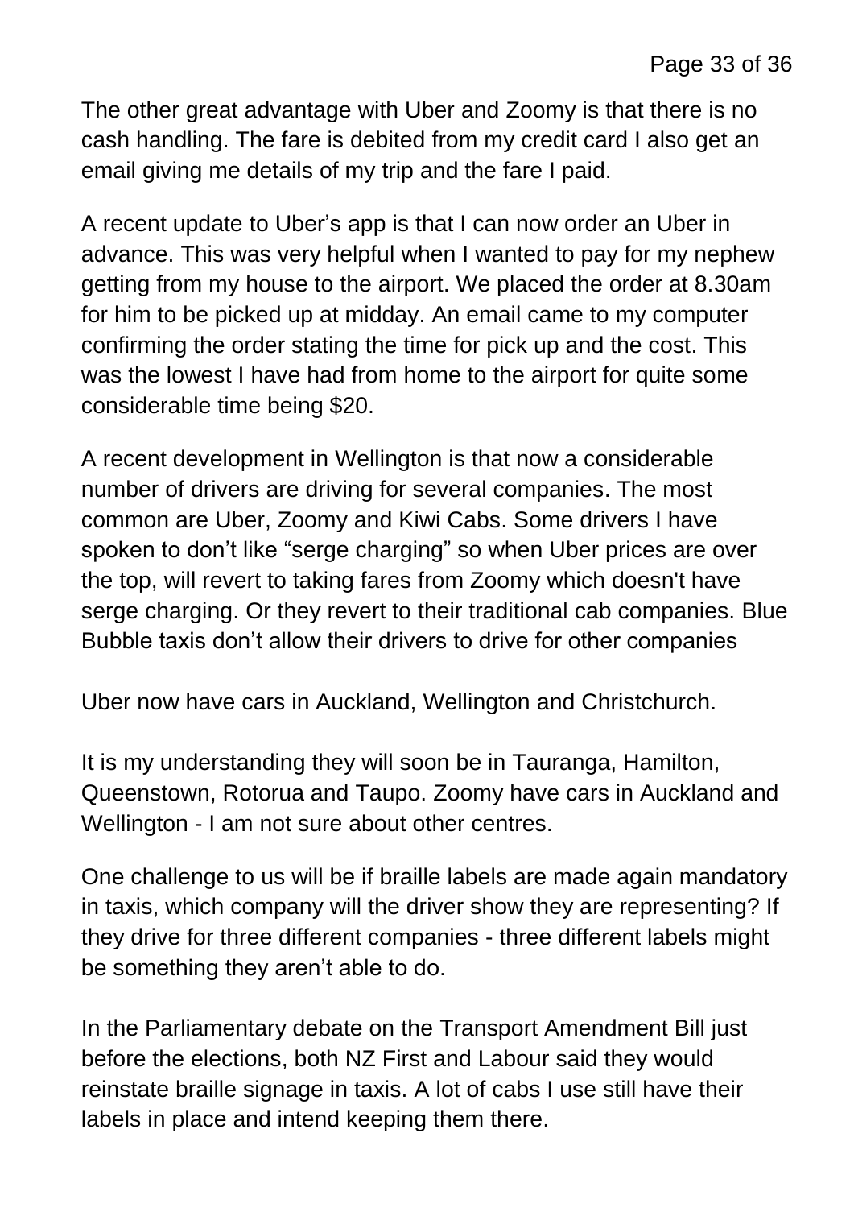The other great advantage with Uber and Zoomy is that there is no cash handling. The fare is debited from my credit card I also get an email giving me details of my trip and the fare I paid.

A recent update to Uber's app is that I can now order an Uber in advance. This was very helpful when I wanted to pay for my nephew getting from my house to the airport. We placed the order at 8.30am for him to be picked up at midday. An email came to my computer confirming the order stating the time for pick up and the cost. This was the lowest I have had from home to the airport for quite some considerable time being $20.

A recent development in Wellington is that now a considerable number of drivers are driving for several companies. The most common are Uber, Zoomy and Kiwi Cabs. Some drivers I have spoken to don't like "serge charging" so when Uber prices are over the top, will revert to taking fares from Zoomy which doesn't have serge charging. Or they revert to their traditional cab companies. Blue Bubble taxis don't allow their drivers to drive for other companies

Uber now have cars in Auckland, Wellington and Christchurch.

It is my understanding they will soon be in Tauranga, Hamilton, Queenstown, Rotorua and Taupo. Zoomy have cars in Auckland and Wellington - I am not sure about other centres.

One challenge to us will be if braille labels are made again mandatory in taxis, which company will the driver show they are representing? If they drive for three different companies - three different labels might be something they aren't able to do.

In the Parliamentary debate on the Transport Amendment Bill just before the elections, both NZ First and Labour said they would reinstate braille signage in taxis. A lot of cabs I use still have their labels in place and intend keeping them there.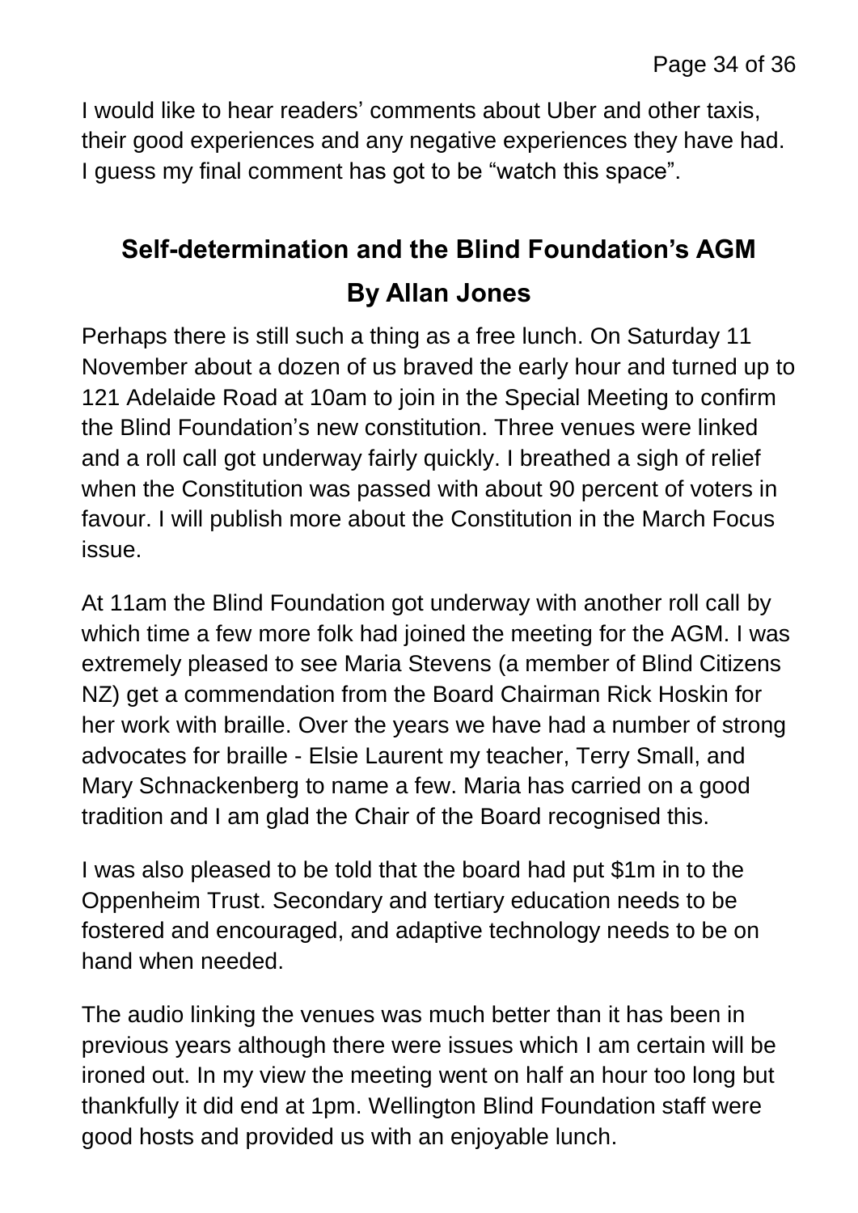I would like to hear readers' comments about Uber and other taxis, their good experiences and any negative experiences they have had. I guess my final comment has got to be "watch this space".

## Self-determination and the Blind Foundation's AGM

### By Allan Jones

Perhaps there is still such a thing as a free lunch. On Saturday 11 November about a dozen of us braved the early hour and turned up to 121 Adelaide Road at 10am to join in the Special Meeting to confirm the Blind Foundation's new constitution. Three venues were linked and a roll call got underway fairly quickly. I breathed a sigh of relief when the Constitution was passed with about 90 percent of voters in favour. I will publish more about the Constitution in the March Focus issue.

At 11am the Blind Foundation got underway with another roll call by which time a few more folk had joined the meeting for the AGM. I was extremely pleased to see Maria Stevens (a member of Blind Citizens NZ) get a commendation from the Board Chairman Rick Hoskin for her work with braille. Over the years we have had a number of strong advocates for braille - Elsie Laurent my teacher, Terry Small, and Mary Schnackenberg to name a few. Maria has carried on a good tradition and I am glad the Chair of the Board recognised this.

I was also pleased to be told that the board had put $1m in to the Oppenheim Trust. Secondary and tertiary education needs to be fostered and encouraged, and adaptive technology needs to be on hand when needed.

The audio linking the venues was much better than it has been in previous years although there were issues which I am certain will be ironed out. In my view the meeting went on half an hour too long but thankfully it did end at 1pm. Wellington Blind Foundation staff were good hosts and provided us with an enjoyable lunch.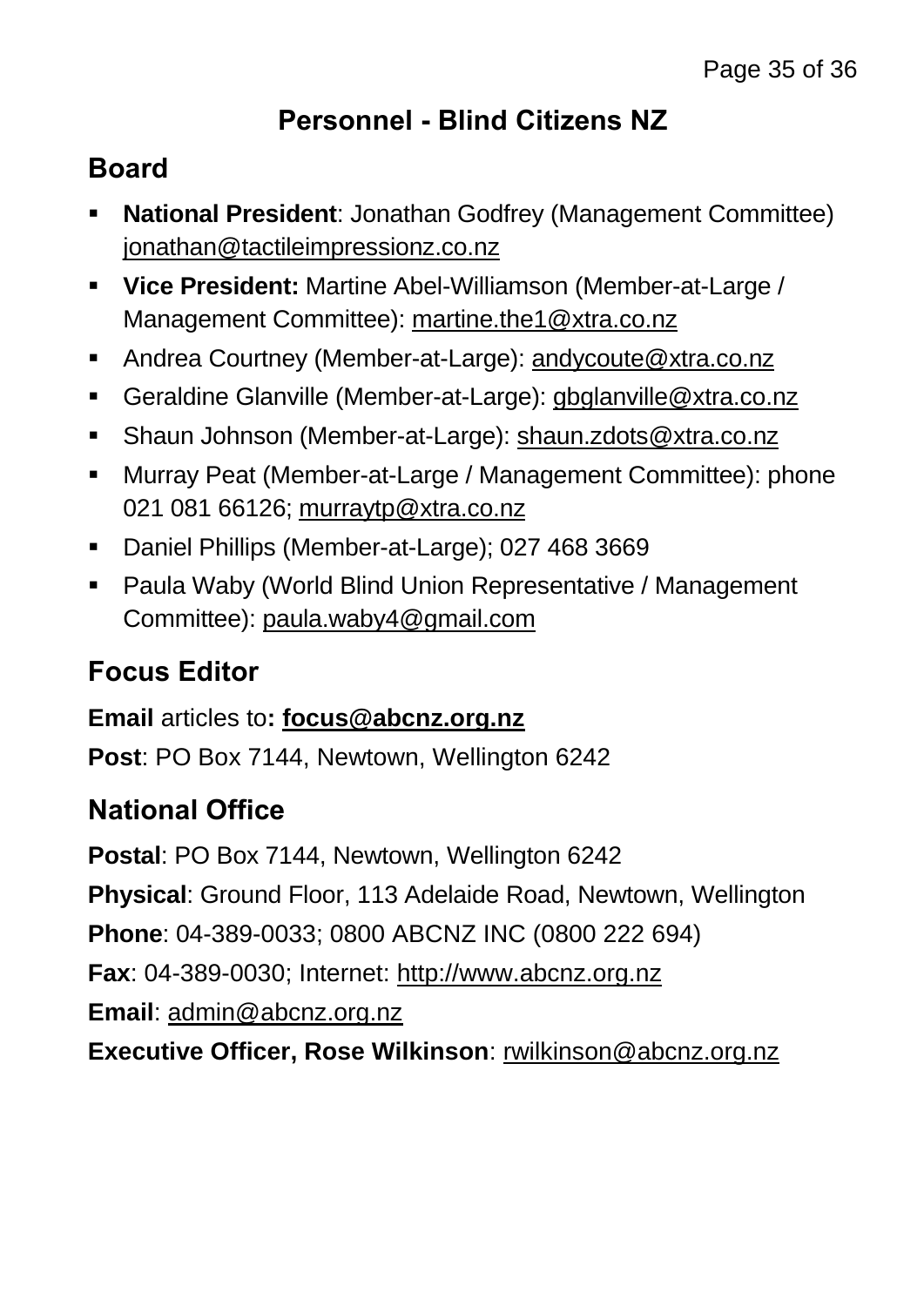# Personnel - Blind Citizens NZ

## Board

- **National President**: Jonathan Godfrey (Management Committee) jonathan@tactileimpressionz.co.nz
- **Vice President:** Martine Abel-Williamson (Member-at-Large / Management Committee): martine.the1@xtra.co.nz
- Andrea Courtney (Member-at-Large): andycoute@xtra.co.nz
- Geraldine Glanville (Member-at-Large): gbglanville@xtra.co.nz
- Shaun Johnson (Member-at-Large): shaun.zdots@xtra.co.nz
- Murray Peat (Member-at-Large / Management Committee): phone 021 081 66126; murraytp@xtra.co.nz
- Daniel Phillips (Member-at-Large); 027 468 3669
- Paula Waby (World Blind Union Representative / Management Committee): paula.waby4@gmail.com

## Focus Editor

**Email** articles to**: focus@abcnz.org.nz**

**Post**: PO Box 7144, Newtown, Wellington 6242

## National Office

**Postal**: PO Box 7144, Newtown, Wellington 6242

**Physical**: Ground Floor, 113 Adelaide Road, Newtown, Wellington

**Phone**: 04-389-0033; 0800 ABCNZ INC (0800 222 694)

**Fax**: 04-389-0030; Internet: http://www.abcnz.org.nz

**Email**: admin@abcnz.org.nz

**Executive Officer, Rose Wilkinson**: rwilkinson@abcnz.org.nz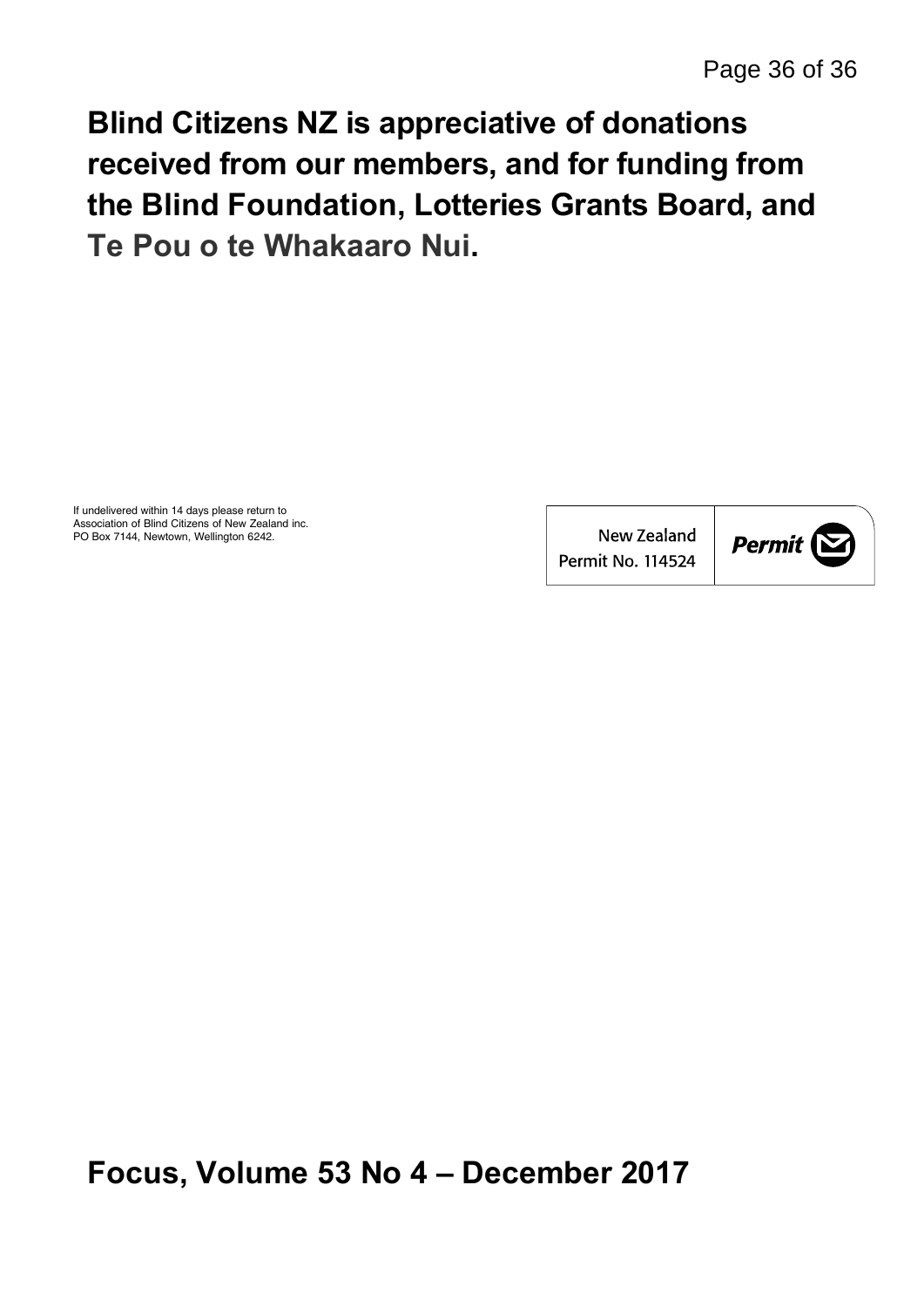**Blind Citizens NZ is appreciative of donations received from our members, and for funding from the Blind Foundation, Lotteries Grants Board, and Te Pou o te Whakaaro Nui.**

If undelivered within 14 days please return to
Association of Blind Citizens of New Zealand inc.
PO Box 7144, Newtown, Wellington 6242.

New Zealand
Permit No. 114524

Permit

## Focus, Volume 53 No 4 – December 2017